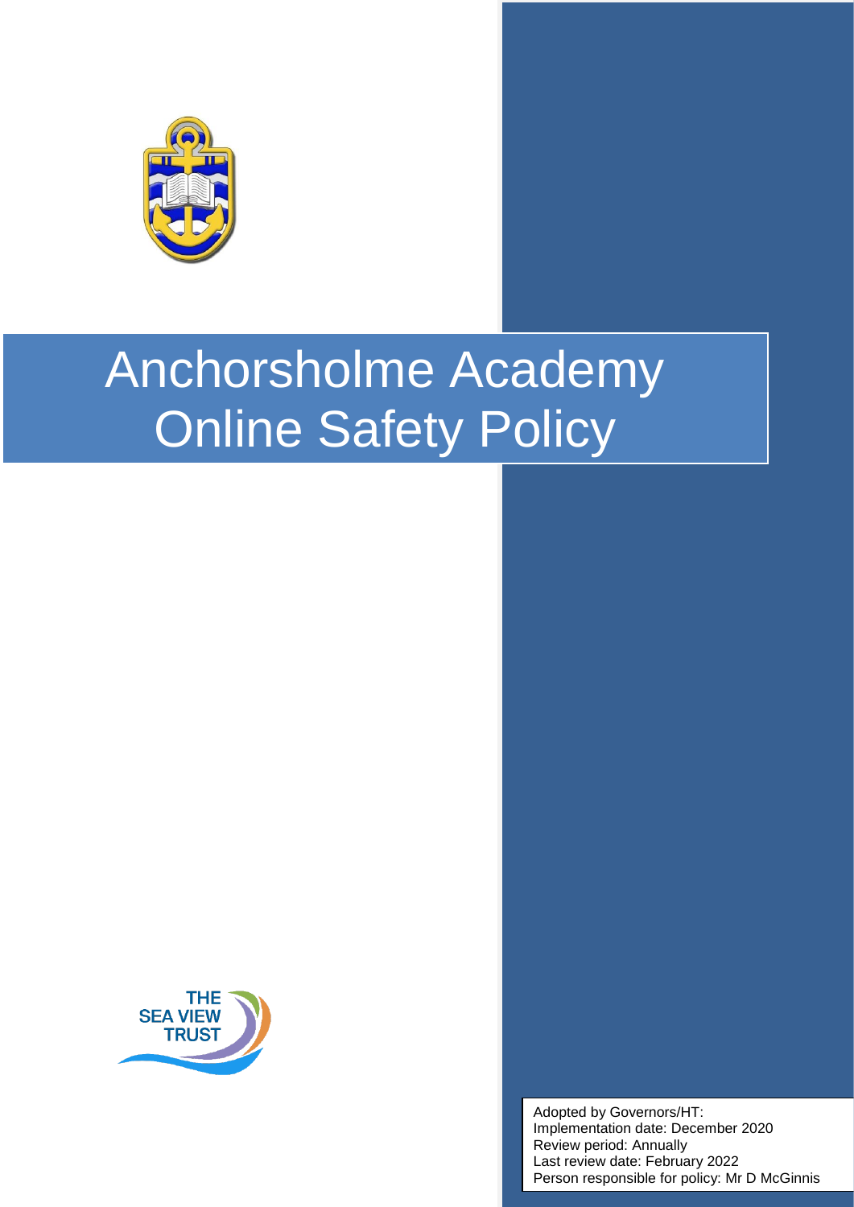# Anchorsholme Academy Online Safety Policy

THE SEA VIEW TRUST

Adopted by Governors/HT:
Implementation date: December 2020
Review period: Annually
Last review date: February 2022
Person responsible for policy: Mr D McGinnis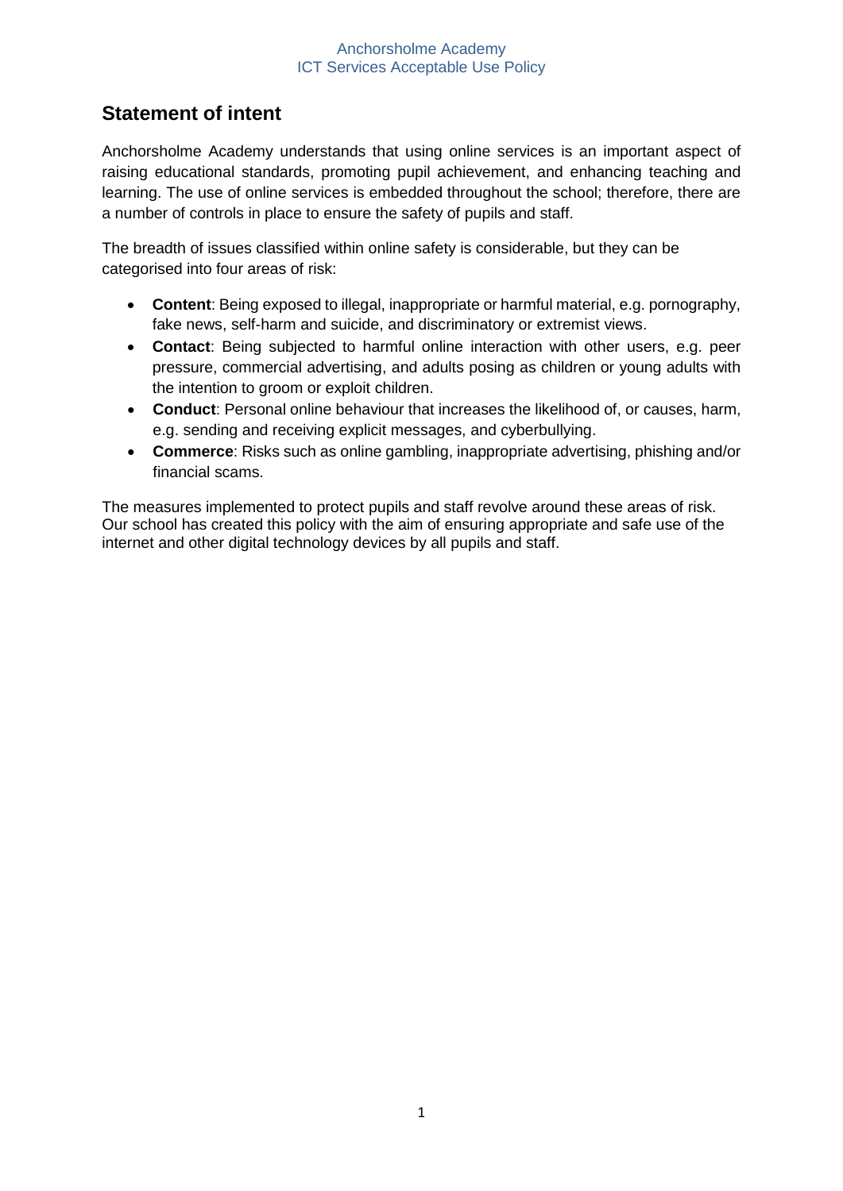## Statement of intent

Anchorsholme Academy understands that using online services is an important aspect of raising educational standards, promoting pupil achievement, and enhancing teaching and learning. The use of online services is embedded throughout the school; therefore, there are a number of controls in place to ensure the safety of pupils and staff.

The breadth of issues classified within online safety is considerable, but they can be categorised into four areas of risk:

- **Content**: Being exposed to illegal, inappropriate or harmful material, e.g. pornography, fake news, self-harm and suicide, and discriminatory or extremist views.
- **Contact**: Being subjected to harmful online interaction with other users, e.g. peer pressure, commercial advertising, and adults posing as children or young adults with the intention to groom or exploit children.
- **Conduct**: Personal online behaviour that increases the likelihood of, or causes, harm, e.g. sending and receiving explicit messages, and cyberbullying.
- **Commerce**: Risks such as online gambling, inappropriate advertising, phishing and/or financial scams.

The measures implemented to protect pupils and staff revolve around these areas of risk. Our school has created this policy with the aim of ensuring appropriate and safe use of the internet and other digital technology devices by all pupils and staff.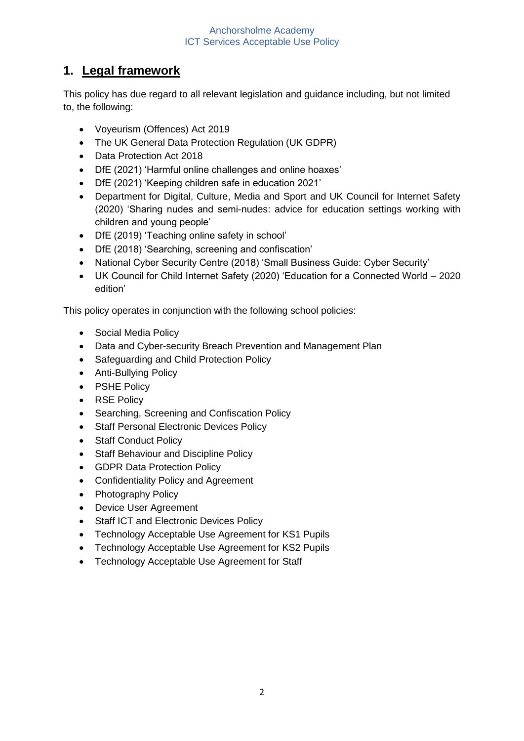## 1. Legal framework

This policy has due regard to all relevant legislation and guidance including, but not limited to, the following:

- Voyeurism (Offences) Act 2019
- The UK General Data Protection Regulation (UK GDPR)
- Data Protection Act 2018
- DfE (2021) 'Harmful online challenges and online hoaxes'
- DfE (2021) 'Keeping children safe in education 2021'
- Department for Digital, Culture, Media and Sport and UK Council for Internet Safety (2020) 'Sharing nudes and semi-nudes: advice for education settings working with children and young people'
- DfE (2019) 'Teaching online safety in school'
- DfE (2018) 'Searching, screening and confiscation'
- National Cyber Security Centre (2018) 'Small Business Guide: Cyber Security'
- UK Council for Child Internet Safety (2020) 'Education for a Connected World – 2020 edition'

This policy operates in conjunction with the following school policies:

- Social Media Policy
- Data and Cyber-security Breach Prevention and Management Plan
- Safeguarding and Child Protection Policy
- Anti-Bullying Policy
- PSHE Policy
- RSE Policy
- Searching, Screening and Confiscation Policy
- Staff Personal Electronic Devices Policy
- Staff Conduct Policy
- Staff Behaviour and Discipline Policy
- GDPR Data Protection Policy
- Confidentiality Policy and Agreement
- Photography Policy
- Device User Agreement
- Staff ICT and Electronic Devices Policy
- Technology Acceptable Use Agreement for KS1 Pupils
- Technology Acceptable Use Agreement for KS2 Pupils
- Technology Acceptable Use Agreement for Staff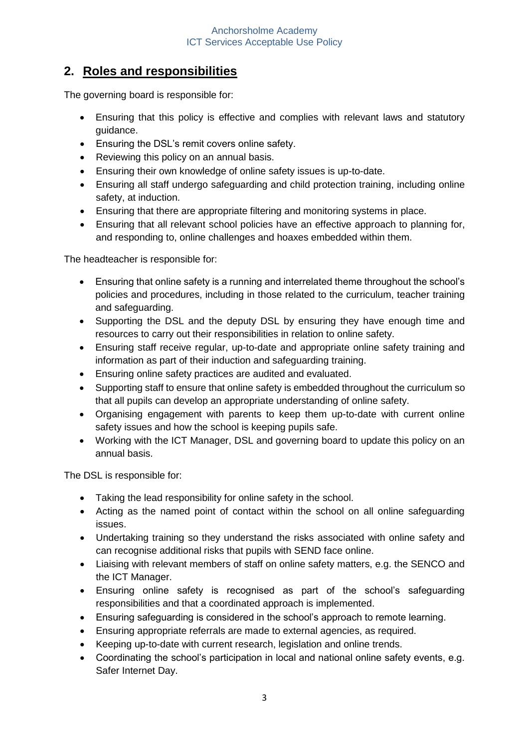## 2. Roles and responsibilities

The governing board is responsible for:

- Ensuring that this policy is effective and complies with relevant laws and statutory guidance.
- Ensuring the DSL's remit covers online safety.
- Reviewing this policy on an annual basis.
- Ensuring their own knowledge of online safety issues is up-to-date.
- Ensuring all staff undergo safeguarding and child protection training, including online safety, at induction.
- Ensuring that there are appropriate filtering and monitoring systems in place.
- Ensuring that all relevant school policies have an effective approach to planning for, and responding to, online challenges and hoaxes embedded within them.

The headteacher is responsible for:

- Ensuring that online safety is a running and interrelated theme throughout the school's policies and procedures, including in those related to the curriculum, teacher training and safeguarding.
- Supporting the DSL and the deputy DSL by ensuring they have enough time and resources to carry out their responsibilities in relation to online safety.
- Ensuring staff receive regular, up-to-date and appropriate online safety training and information as part of their induction and safeguarding training.
- Ensuring online safety practices are audited and evaluated.
- Supporting staff to ensure that online safety is embedded throughout the curriculum so that all pupils can develop an appropriate understanding of online safety.
- Organising engagement with parents to keep them up-to-date with current online safety issues and how the school is keeping pupils safe.
- Working with the ICT Manager, DSL and governing board to update this policy on an annual basis.

The DSL is responsible for:

- Taking the lead responsibility for online safety in the school.
- Acting as the named point of contact within the school on all online safeguarding issues.
- Undertaking training so they understand the risks associated with online safety and can recognise additional risks that pupils with SEND face online.
- Liaising with relevant members of staff on online safety matters, e.g. the SENCO and the ICT Manager.
- Ensuring online safety is recognised as part of the school's safeguarding responsibilities and that a coordinated approach is implemented.
- Ensuring safeguarding is considered in the school's approach to remote learning.
- Ensuring appropriate referrals are made to external agencies, as required.
- Keeping up-to-date with current research, legislation and online trends.
- Coordinating the school's participation in local and national online safety events, e.g. Safer Internet Day.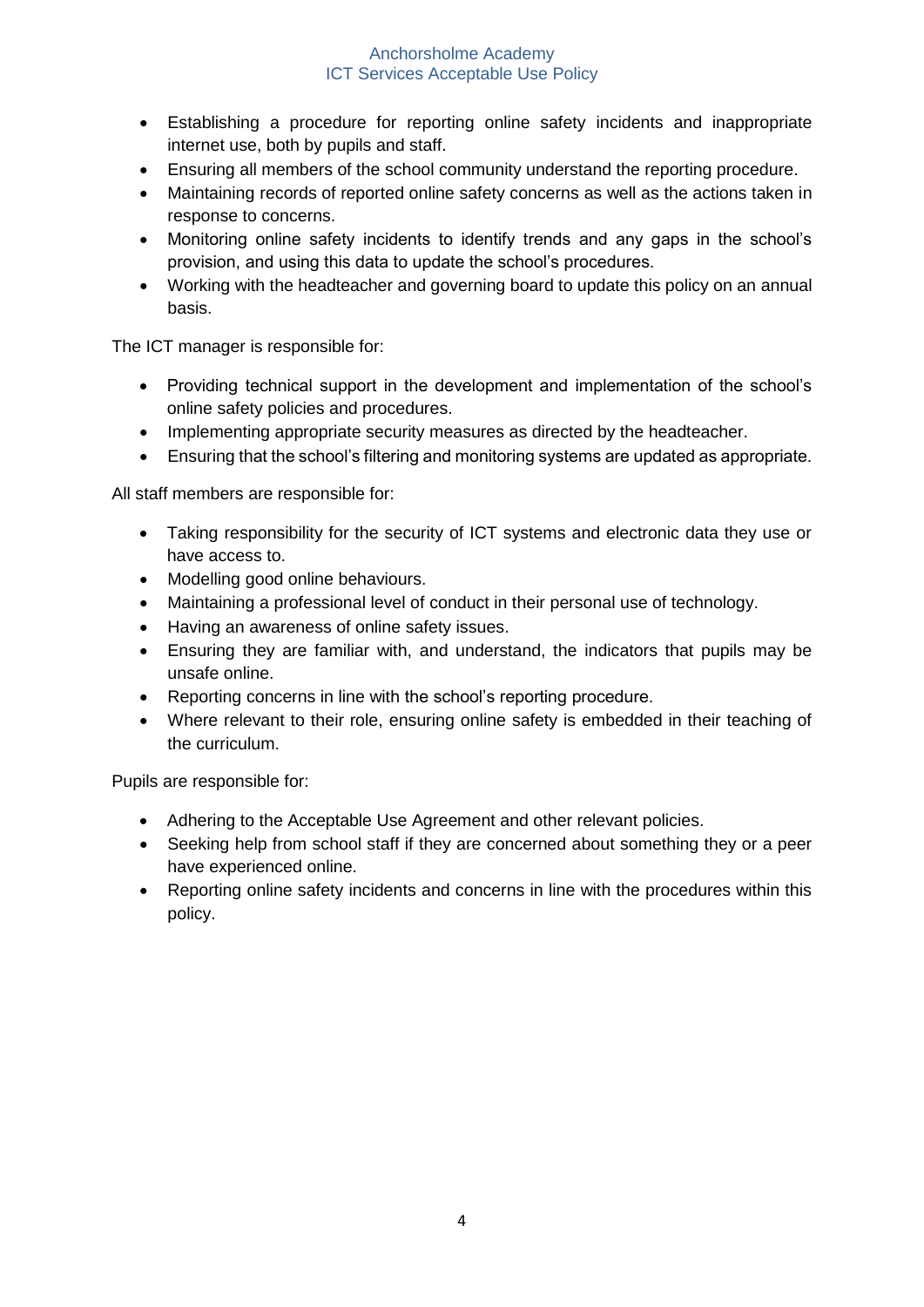- Establishing a procedure for reporting online safety incidents and inappropriate internet use, both by pupils and staff.
- Ensuring all members of the school community understand the reporting procedure.
- Maintaining records of reported online safety concerns as well as the actions taken in response to concerns.
- Monitoring online safety incidents to identify trends and any gaps in the school's provision, and using this data to update the school's procedures.
- Working with the headteacher and governing board to update this policy on an annual basis.

The ICT manager is responsible for:

- Providing technical support in the development and implementation of the school's online safety policies and procedures.
- Implementing appropriate security measures as directed by the headteacher.
- Ensuring that the school's filtering and monitoring systems are updated as appropriate.

All staff members are responsible for:

- Taking responsibility for the security of ICT systems and electronic data they use or have access to.
- Modelling good online behaviours.
- Maintaining a professional level of conduct in their personal use of technology.
- Having an awareness of online safety issues.
- Ensuring they are familiar with, and understand, the indicators that pupils may be unsafe online.
- Reporting concerns in line with the school's reporting procedure.
- Where relevant to their role, ensuring online safety is embedded in their teaching of the curriculum.

Pupils are responsible for:

- Adhering to the Acceptable Use Agreement and other relevant policies.
- Seeking help from school staff if they are concerned about something they or a peer have experienced online.
- Reporting online safety incidents and concerns in line with the procedures within this policy.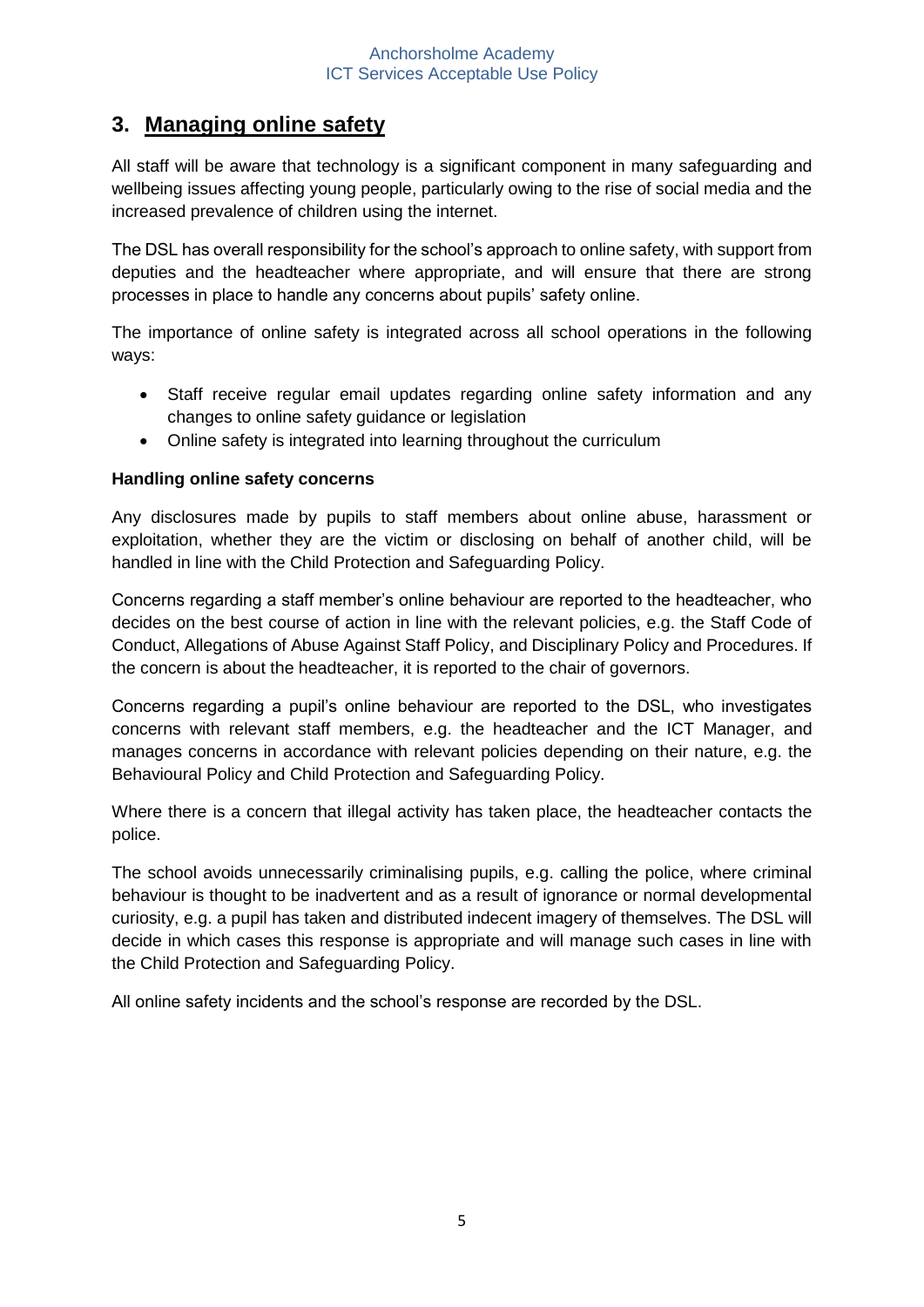## 3. Managing online safety

All staff will be aware that technology is a significant component in many safeguarding and wellbeing issues affecting young people, particularly owing to the rise of social media and the increased prevalence of children using the internet.

The DSL has overall responsibility for the school's approach to online safety, with support from deputies and the headteacher where appropriate, and will ensure that there strong processes in place to handle any concerns about pupils' safety online.

The importance of online safety is integrated across all school operations in the following ways:

- Staff receive regular email updates regarding online safety information and any changes to online safety guidance or legislation
- Online safety is integrated into learning throughout the curriculum

**Handling online safety concerns**

Any disclosures made by pupils to staff members about online abuse, harassment or exploitation, whether they are the victim or disclosing on behalf of another child, will be handled in line with the Child Protection and Safeguarding Policy.

Concerns regarding a staff member's online behaviour are reported to the headteacher, who decides on the best course of action in line with the relevant policies, e.g. the Staff Code of Conduct, Allegations of Abuse Against Staff Policy, and Disciplinary Policy and Procedures. If the concern is about the headteacher, it is reported to the chair of governors.

Concerns regarding a pupil's online behaviour are reported to the DSL, who investigates concerns with relevant staff members, e.g. the headteacher and the ICT Manager, and manages concerns in accordance with relevant policies depending on their nature, e.g. the Behavioural Policy and Child Protection and Safeguarding Policy.

Where there is a concern that illegal activity has taken place, the headteacher contacts the police.

The school avoids unnecessarily criminalising pupils, e.g. calling the police, where criminal behaviour is thought to be inadvertent and as a result of ignorance or normal developmental curiosity, e.g. a pupil has taken and distributed indecent imagery of themselves. The DSL will decide in which cases this response is appropriate and will manage such cases in line with the Child Protection and Safeguarding Policy.

All online safety incidents and the school's response are recorded by the DSL.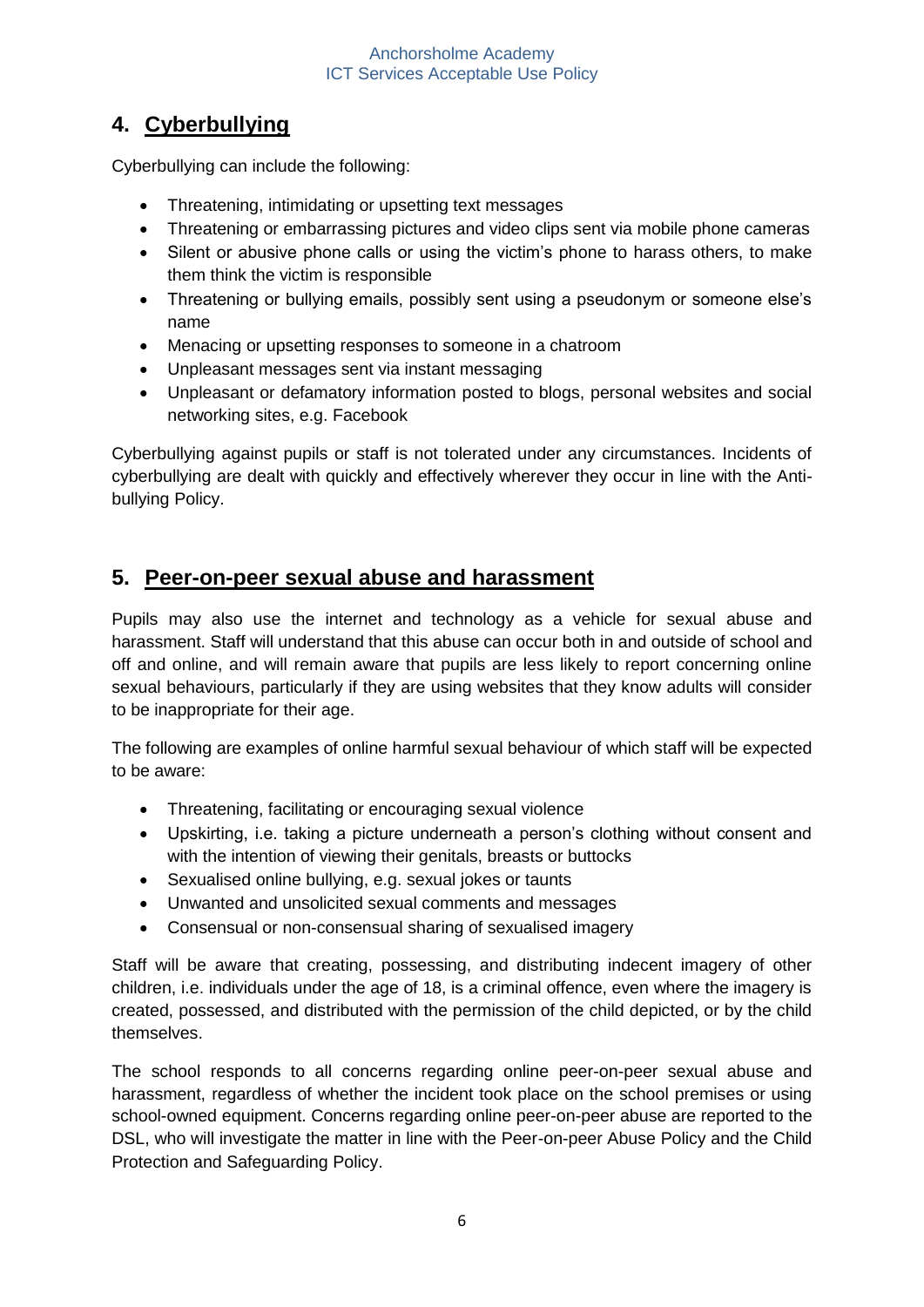## 4. Cyberbullying

Cyberbullying can include the following:

- Threatening, intimidating or upsetting text messages
- Threatening or embarrassing pictures and video clips sent via mobile phone cameras
- Silent or abusive phone calls or using the victim's phone to harass others, to make them think the victim is responsible
- Threatening or bullying emails, possibly sent using a pseudonym or someone else's name
- Menacing or upsetting responses to someone in a chatroom
- Unpleasant messages sent via instant messaging
- Unpleasant or defamatory information posted to blogs, personal websites and social networking sites, e.g. Facebook

Cyberbullying against pupils or staff is not tolerated under any circumstances. Incidents of cyberbullying are dealt with quickly and effectively wherever they occur in line with the Anti-bullying Policy.

## 5. Peer-on-peer sexual abuse and harassment

Pupils may also use the internet and technology as a vehicle for sexual abuse and harassment. Staff will understand that this abuse can occur both in and outside of school and off and online, and will remain aware that pupils are less likely to report concerning online sexual behaviours, particularly if they are using websites that they know adults will consider to be inappropriate for their age.

The following are examples of online harmful sexual behaviour of which staff will be expected to be aware:

- Threatening, facilitating or encouraging sexual violence
- Upskirting, i.e. taking a picture underneath a person's clothing without consent and with the intention of viewing their genitals, breasts or buttocks
- Sexualised online bullying, e.g. sexual jokes or taunts
- Unwanted and unsolicited sexual comments and messages
- Consensual or non-consensual sharing of sexualised imagery

Staff will be aware that creating, possessing, and distributing indecent imagery of other children, i.e. individuals under the age of 18, is a criminal offence, even where the imagery is created, possessed, and distributed with the permission of the child depicted, or by the child themselves.

The school responds to all concerns regarding online peer-on-peer sexual abuse and harassment, regardless of whether the incident took place on the school premises or using school-owned equipment. Concerns regarding online peer-on-peer abuse are reported to the DSL, who will investigate the matter in line with the Peer-on-peer Abuse Policy and the Child Protection and Safeguarding Policy.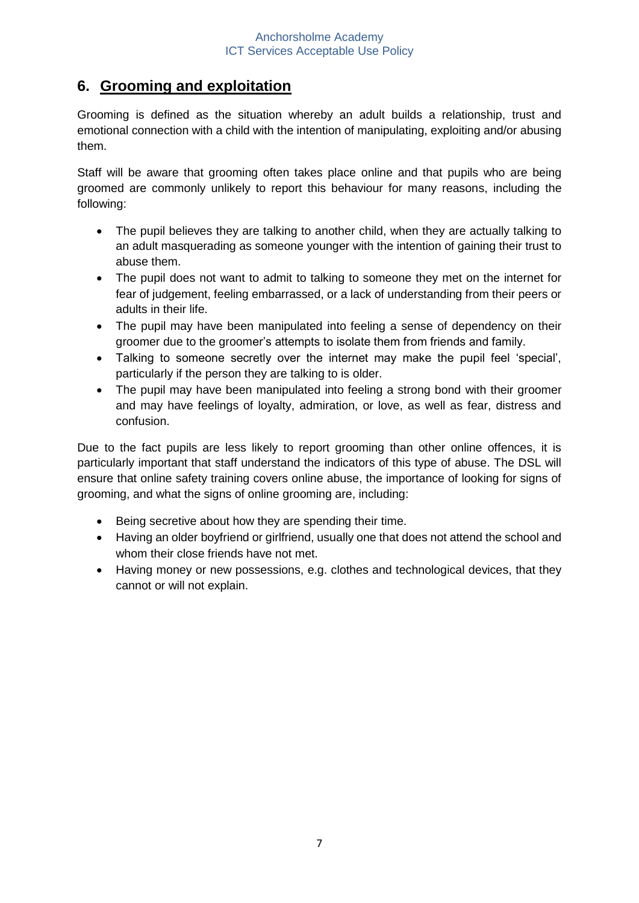## 6. Grooming and exploitation

Grooming is defined as the situation whereby an adult builds a relationship, trust and emotional connection with a child with the intention of manipulating, exploiting and/or abusing them.

Staff will be aware that grooming often takes place online and that pupils who are being groomed are commonly unlikely to report this behaviour for many reasons, including the following:

- The pupil believes they are talking to another child, when they are actually talking to an adult masquerading as someone younger with the intention of gaining their trust to abuse them.
- The pupil does not want to admit to talking to someone they met on the internet for fear of judgement, feeling embarrassed, or a lack of understanding from their peers or adults in their life.
- The pupil may have been manipulated into feeling a sense of dependency on their groomer due to the groomer's attempts to isolate them from friends and family.
- Talking to someone secretly over the internet may make the pupil feel 'special', particularly if the person they are talking to is older.
- The pupil may have been manipulated into feeling a strong bond with their groomer and may have feelings of loyalty, admiration, or love, as well as fear, distress and confusion.

Due to the fact pupils are less likely to report grooming than other online offences, it is particularly important that staff understand the indicators of this type of abuse. The DSL will ensure that online safety training covers online abuse, the importance of looking for signs of grooming, and what the signs of online grooming are, including:

- Being secretive about how they are spending their time.
- Having an older boyfriend or girlfriend, usually one that does not attend the school and whom their close friends have not met.
- Having money or new possessions, e.g. clothes and technological devices, that they cannot or will not explain.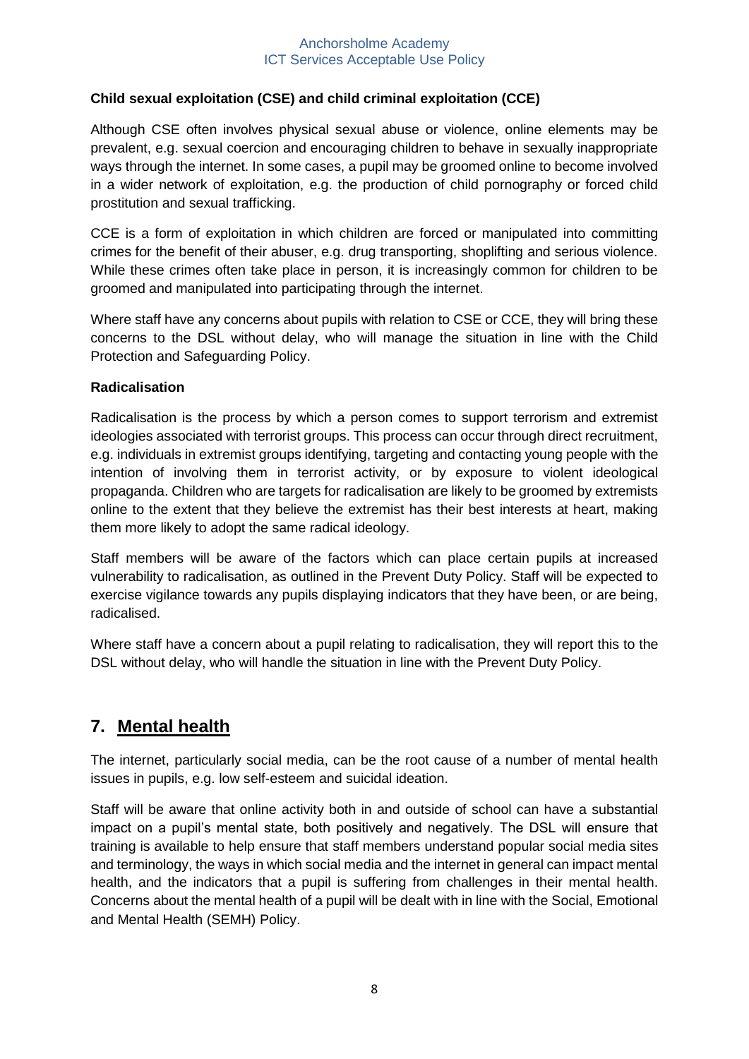**Child sexual exploitation (CSE) and child criminal exploitation (CCE)**

Although CSE often involves physical sexual abuse or violence, online elements may be prevalent, e.g. sexual coercion and encouraging children to behave in sexually inappropriate ways through the internet. In some cases, a pupil may be groomed online to become involved in a wider network of exploitation, e.g. the production of child pornography or forced child prostitution and sexual trafficking.

CCE is a form of exploitation in which children are forced or manipulated into committing crimes for the benefit of their abuser, e.g. drug transporting, shoplifting and serious violence. While these crimes often take place in person, it is increasingly common for children to be groomed and manipulated into participating through the internet.

Where staff have any concerns about pupils with relation to CSE or CCE, they will bring these concerns to the DSL without delay, who will manage the situation in line with the Child Protection and Safeguarding Policy.

**Radicalisation**

Radicalisation is the process by which a person comes to support terrorism and extremist ideologies associated with terrorist groups. This process can occur through direct recruitment, e.g. individuals in extremist groups identifying, targeting and contacting young people with the intention of involving them in terrorist activity, or by exposure to violent ideological propaganda. Children who are targets for radicalisation are likely to be groomed by extremists online to the extent that they believe the extremist has their best interests at heart, making them more likely to adopt the same radical ideology.

Staff members will be aware of the factors which can place certain pupils at increased vulnerability to radicalisation, as outlined in the Prevent Duty Policy. Staff will be expected to exercise vigilance towards any pupils displaying indicators that they have been, or are being, radicalised.

Where staff have a concern about a pupil relating to radicalisation, they will report this to the DSL without delay, who will handle the situation in line with the Prevent Duty Policy.

## 7. Mental health

The internet, particularly social media, can be the root cause of a number of mental health issues in pupils, e.g. low self-esteem and suicidal ideation.

Staff will be aware that online activity both in and outside of school can have a substantial impact on a pupil's mental state, both positively and negatively. The DSL will ensure that training is available to help ensure that staff members understand popular social media sites and terminology, the ways in which social media and the internet in general can impact mental health, and the indicators that a pupil is suffering from challenges in their mental health. Concerns about the mental health of a pupil will be dealt with in line with the Social, Emotional and Mental Health (SEMH) Policy.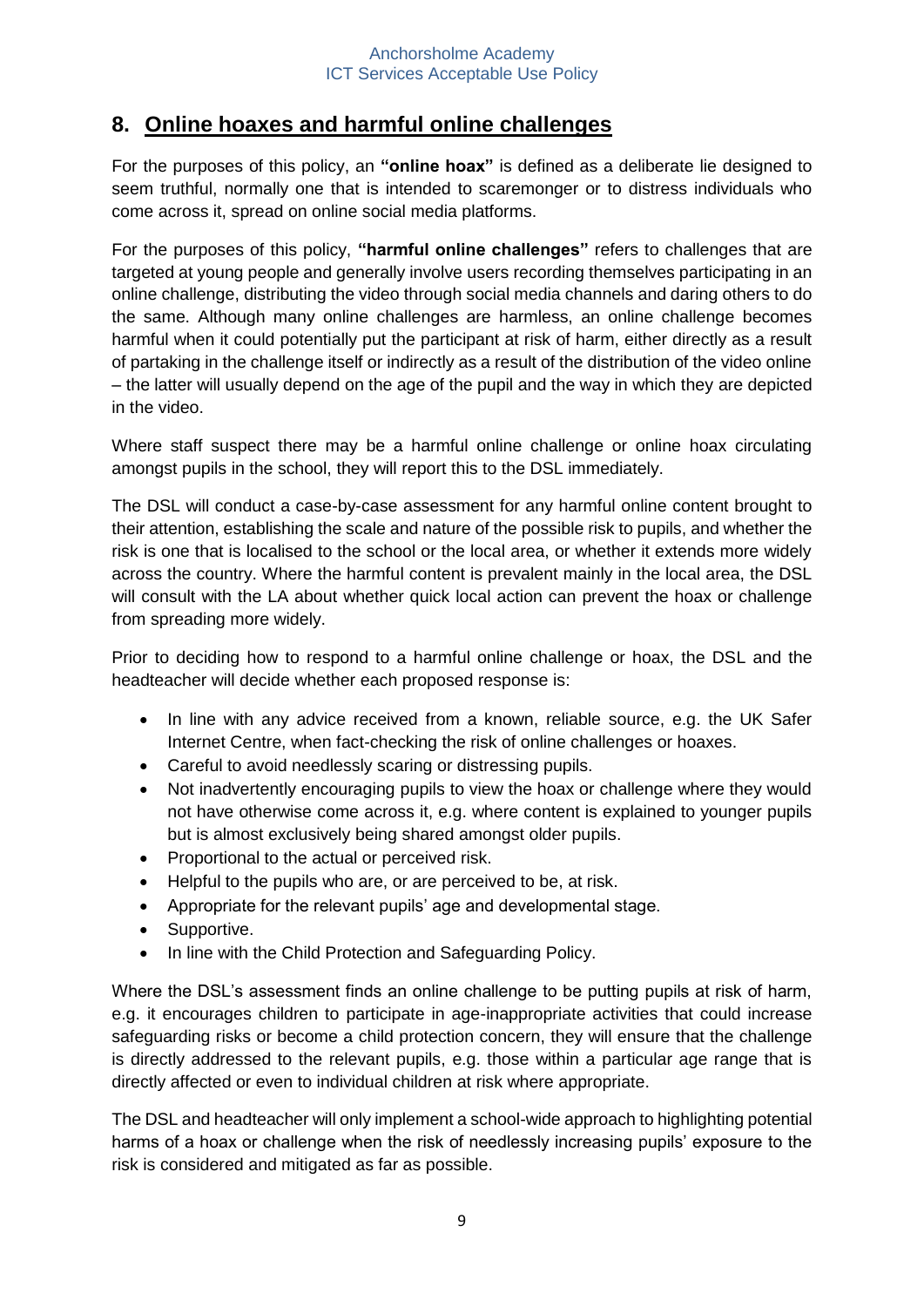## 8. Online hoaxes and harmful online challenges

For the purposes of this policy, an **"online hoax"** is defined as a deliberate lie designed to seem truthful, normally one that is intended to scaremonger or to distress individuals who come across it, spread on online social media platforms.

For the purposes of this policy, **"harmful online challenges"** refers to challenges that are targeted at young people and generally involve users recording themselves participating in an online challenge, distributing the video through social media channels and daring others to do the same. Although many online challenges are harmless, an online challenge becomes harmful when it could potentially put the participant at risk of harm, either directly as a result of partaking in the challenge itself or indirectly as a result of the distribution of the video online – the latter will usually depend on the age of the pupil and the way in which they are depicted in the video.

Where staff suspect there may be a harmful online challenge or online hoax circulating amongst pupils in the school, they will report this to the DSL immediately.

The DSL will conduct a case-by-case assessment for any harmful online content brought to their attention, establishing the scale and nature of the possible risk to pupils, and whether the risk is one that is localised to the school or the local area, or whether it extends more widely across the country. Where the harmful content is prevalent mainly in the local area, the DSL will consult with the LA about whether quick local action can prevent the hoax or challenge from spreading more widely.

Prior to deciding how to respond to a harmful online challenge or hoax, the DSL and the headteacher will decide whether each proposed response is:

- In line with any advice received from a known, reliable source, e.g. the UK Safer Internet Centre, when fact-checking the risk of online challenges or hoaxes.
- Careful to avoid needlessly scaring or distressing pupils.
- Not inadvertently encouraging pupils to view the hoax or challenge where they would not have otherwise come across it, e.g. where content is explained to younger pupils but is almost exclusively being shared amongst older pupils.
- Proportional to the actual or perceived risk.
- Helpful to the pupils who are, or are perceived to be, at risk.
- Appropriate for the relevant pupils' age and developmental stage.
- Supportive.
- In line with the Child Protection and Safeguarding Policy.

Where the DSL's assessment finds an online challenge to be putting pupils at risk of harm, e.g. it encourages children to participate in age-inappropriate activities that could increase safeguarding risks or become a child protection concern, they will ensure that the challenge is directly addressed to the relevant pupils, e.g. those within a particular age range that is directly affected or even to individual children at risk where appropriate.

The DSL and headteacher will only implement a school-wide approach to highlighting potential harms of a hoax or challenge when the risk of needlessly increasing pupils' exposure to the risk is considered and mitigated as far as possible.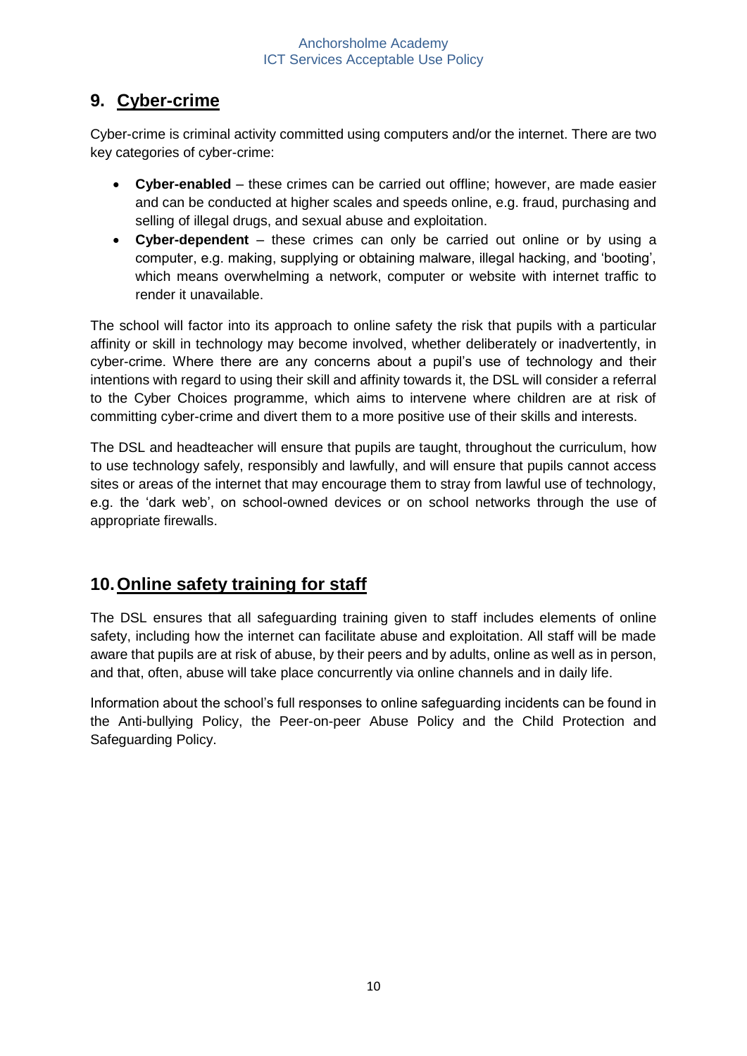## 9. Cyber-crime

Cyber-crime is criminal activity committed using computers and/or the internet. There are two key categories of cyber-crime:

- **Cyber-enabled** – these crimes can be carried out offline; however, are made easier and can be conducted at higher scales and speeds online, e.g. fraud, purchasing and selling of illegal drugs, and sexual abuse and exploitation.
- **Cyber-dependent** – these crimes can only be carried out online or by using a computer, e.g. making, supplying or obtaining malware, illegal hacking, and 'booting', which means overwhelming a network, computer or website with internet traffic to render it unavailable.

The school will factor into its approach to online safety the risk that pupils with a particular affinity or skill in technology may become involved, whether deliberately or inadvertently, in cyber-crime. Where there are any concerns about a pupil's use of technology and their intentions with regard to using their skill and affinity towards it, the DSL will consider a referral to the Cyber Choices programme, which aims to intervene where children are at risk of committing cyber-crime and divert them to a more positive use of their skills and interests.

The DSL and headteacher will ensure that pupils are taught, throughout the curriculum, how to use technology safely, responsibly and lawfully, and will ensure that pupils cannot access sites or areas of the internet that may encourage them to stray from lawful use of technology, e.g. the 'dark web', on school-owned devices or on school networks through the use of appropriate firewalls.

## 10. Online safety training for staff

The DSL ensures that all safeguarding training given to staff includes elements of online safety, including how the internet can facilitate abuse and exploitation. All staff will be made aware that pupils are at risk of abuse, by their peers and by adults, online as well as in person, and that, often, abuse will take place concurrently via online channels and in daily life.

Information about the school's full responses to online safeguarding incidents can be found in the Anti-bullying Policy, the Peer-on-peer Abuse Policy and the Child Protection and Safeguarding Policy.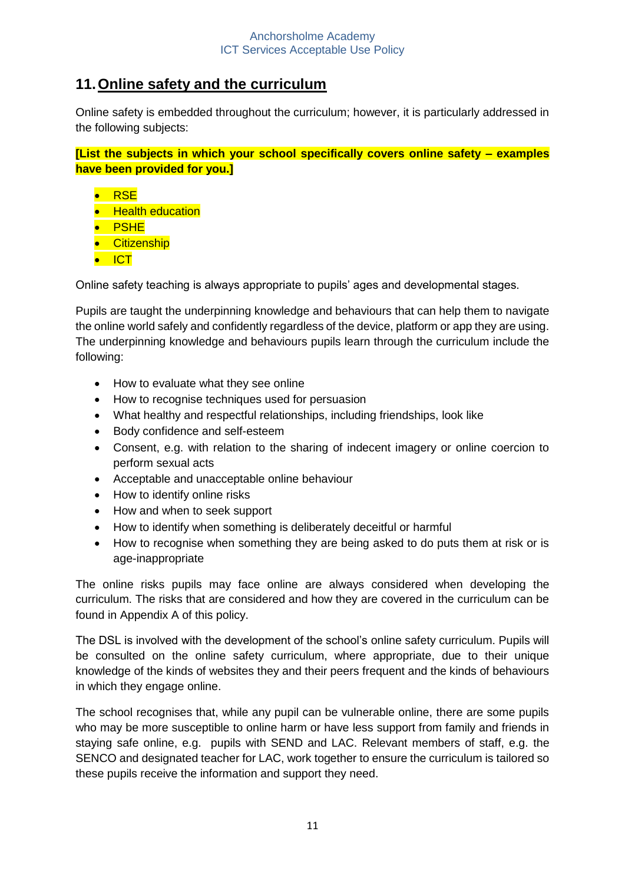## 11. Online safety and the curriculum

Online safety is embedded throughout the curriculum; however, it is particularly addressed in the following subjects:

**[List the subjects in which your school specifically covers online safety – examples have been provided for you.]**

- RSE
- Health education
- PSHE
- Citizenship
- ICT

Online safety teaching is always appropriate to pupils' ages and developmental stages.

Pupils are taught the underpinning knowledge and behaviours that can help them to navigate the online world safely and confidently regardless of the device, platform or app they are using. The underpinning knowledge and behaviours pupils learn through the curriculum include the following:

- How to evaluate what they see online
- How to recognise techniques used for persuasion
- What healthy and respectful relationships, including friendships, look like
- Body confidence and self-esteem
- Consent, e.g. with relation to the sharing of indecent imagery or online coercion to perform sexual acts
- Acceptable and unacceptable online behaviour
- How to identify online risks
- How and when to seek support
- How to identify when something is deliberately deceitful or harmful
- How to recognise when something they are being asked to do puts them at risk or is age-inappropriate

The online risks pupils may face online are always considered when developing the curriculum. The risks that are considered and how they are covered in the curriculum can be found in Appendix A of this policy.

The DSL is involved with the development of the school's online safety curriculum. Pupils will be consulted on the online safety curriculum, where appropriate, due to their unique knowledge of the kinds of websites they and their peers frequent and the kinds of behaviours in which they engage online.

The school recognises that, while any pupil can be vulnerable online, there are some pupils who may be more susceptible to online harm or have less support from family and friends in staying safe online, e.g. pupils with SEND and LAC. Relevant members of staff, e.g. the SENCO and designated teacher for LAC, work together to ensure the curriculum is tailored so these pupils receive the information and support they need.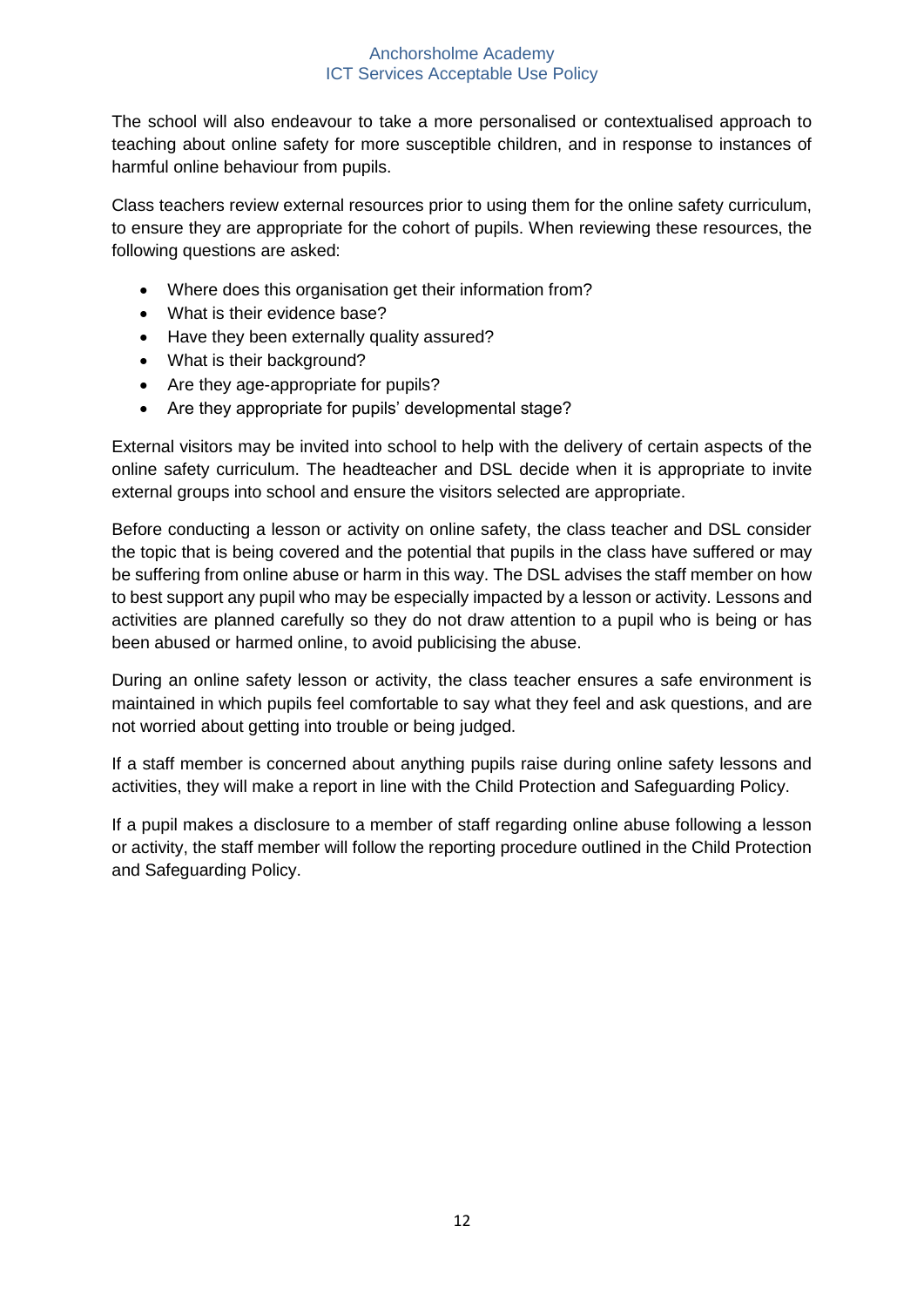The school will also endeavour to take a more personalised or contextualised approach to teaching about online safety for more susceptible children, and in response to instances of harmful online behaviour from pupils.

Class teachers review external resources prior to using them for the online safety curriculum, to ensure they are appropriate for the cohort of pupils. When reviewing these resources, the following questions are asked:

- Where does this organisation get their information from?
- What is their evidence base?
- Have they been externally quality assured?
- What is their background?
- Are they age-appropriate for pupils?
- Are they appropriate for pupils' developmental stage?

External visitors may be invited into school to help with the delivery of certain aspects of the online safety curriculum. The headteacher and DSL decide when it is appropriate to invite external groups into school and ensure the visitors selected are appropriate.

Before conducting a lesson or activity on online safety, the class teacher and DSL consider the topic that is being covered and the potential that pupils in the class have suffered or may be suffering from online abuse or harm in this way. The DSL advises the staff member on how to best support any pupil who may be especially impacted by a lesson or activity. Lessons and activities are planned carefully so they do not draw attention to a pupil who is being or has been abused or harmed online, to avoid publicising the abuse.

During an online safety lesson or activity, the class teacher ensures a safe environment is maintained in which pupils feel comfortable to say what they feel and ask questions, and are not worried about getting into trouble or being judged.

If a staff member is concerned about anything pupils raise during online safety lessons and activities, they will make a report in line with the Child Protection and Safeguarding Policy.

If a pupil makes a disclosure to a member of staff regarding online abuse following a lesson or activity, the staff member will follow the reporting procedure outlined in the Child Protection and Safeguarding Policy.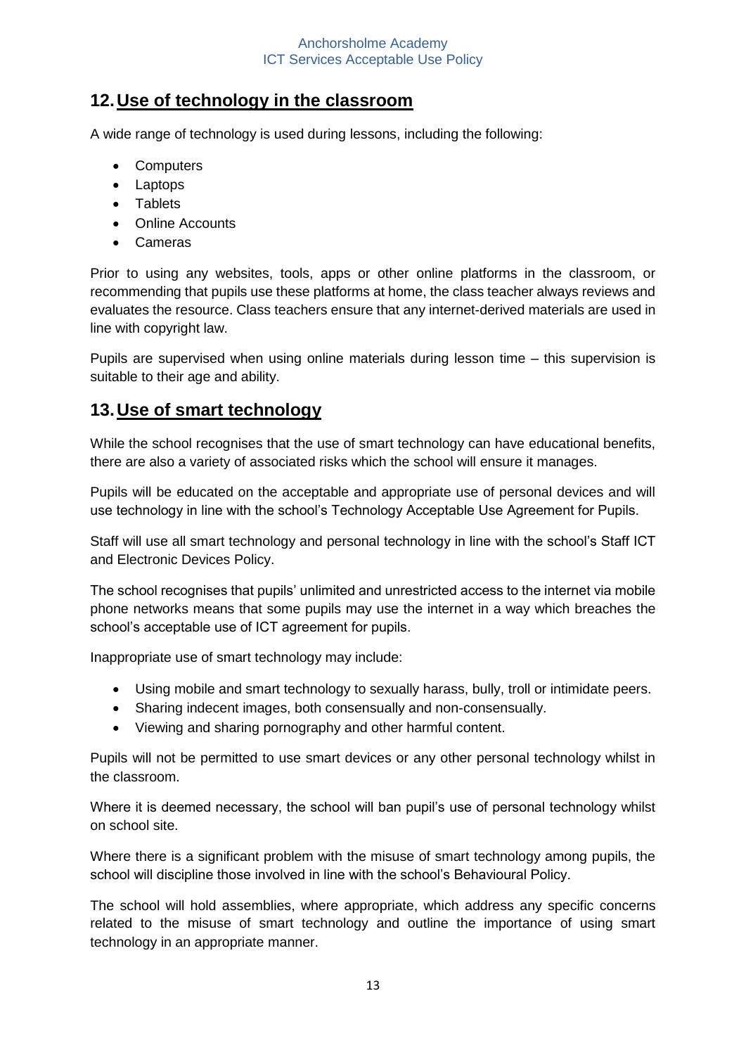## 12. Use of technology in the classroom

A wide range of technology is used during lessons, including the following:

- Computers
- Laptops
- Tablets
- Online Accounts
- Cameras

Prior to using any websites, tools, apps or other online platforms in the classroom, or recommending that pupils use these platforms at home, the class teacher always reviews and evaluates the resource. Class teachers ensure that any internet-derived materials are used in line with copyright law.

Pupils are supervised when using online materials during lesson time – this supervision is suitable to their age and ability.

## 13. Use of smart technology

While the school recognises that the use of smart technology can have educational benefits, there are also a variety of associated risks which the school will ensure it manages.

Pupils will be educated on the acceptable and appropriate use of personal devices and will use technology in line with the school's Technology Acceptable Use Agreement for Pupils.

Staff will use all smart technology and personal technology in line with the school's Staff ICT and Electronic Devices Policy.

The school recognises that pupils' unlimited and unrestricted access to the internet via mobile phone networks means that some pupils may use the internet in a way which breaches the school's acceptable use of ICT agreement for pupils.

Inappropriate use of smart technology may include:

- Using mobile and smart technology to sexually harass, bully, troll or intimidate peers.
- Sharing indecent images, both consensually and non-consensually.
- Viewing and sharing pornography and other harmful content.

Pupils will not be permitted to use smart devices or any other personal technology whilst in the classroom.

Where it is deemed necessary, the school will ban pupil's use of personal technology whilst on school site.

Where there is a significant problem with the misuse of smart technology among pupils, the school will discipline those involved in line with the school's Behavioural Policy.

The school will hold assemblies, where appropriate, which address any specific concerns related to the misuse of smart technology and outline the importance of using smart technology in an appropriate manner.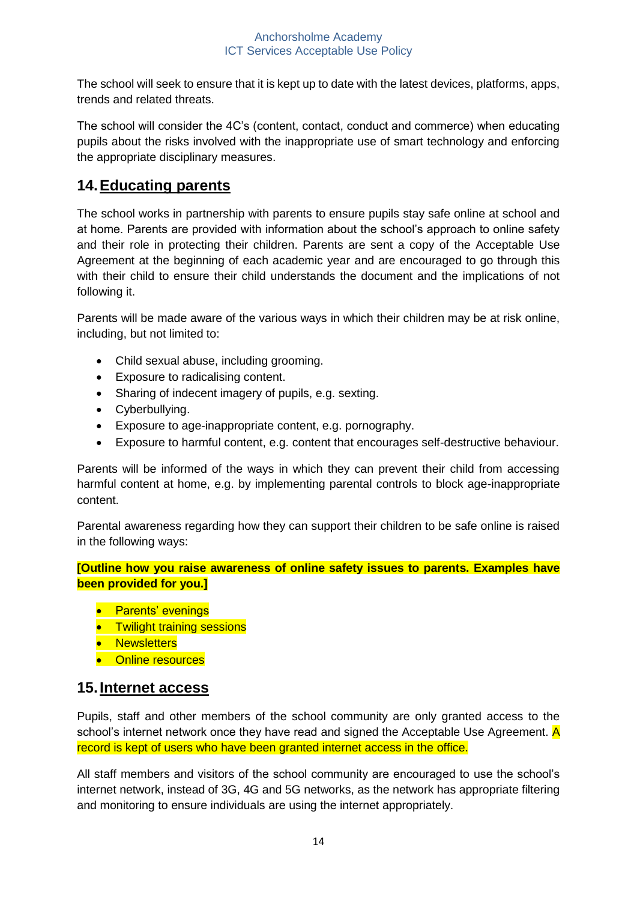The school will seek to ensure that it is kept up to date with the latest devices, platforms, apps, trends and related threats.

The school will consider the 4C's (content, contact, conduct and commerce) when educating pupils about the risks involved with the inappropriate use of smart technology and enforcing the appropriate disciplinary measures.

## 14. Educating parents

The school works in partnership with parents to ensure pupils stay safe online at school and at home. Parents are provided with information about the school's approach to online safety and their role in protecting their children. Parents are sent a copy of the Acceptable Use Agreement at the beginning of each academic year and are encouraged to go through this with their child to ensure their child understands the document and the implications of not following it.

Parents will be made aware of the various ways in which their children may be at risk online, including, but not limited to:

- Child sexual abuse, including grooming.
- Exposure to radicalising content.
- Sharing of indecent imagery of pupils, e.g. sexting.
- Cyberbullying.
- Exposure to age-inappropriate content, e.g. pornography.
- Exposure to harmful content, e.g. content that encourages self-destructive behaviour.

Parents will be informed of the ways in which they can prevent their child from accessing harmful content at home, e.g. by implementing parental controls to block age-inappropriate content.

Parental awareness regarding how they can support their children to be safe online is raised in the following ways:

**[Outline how you raise awareness of online safety issues to parents. Examples have been provided for you.]**

- Parents' evenings
- Twilight training sessions
- Newsletters
- Online resources

## 15. Internet access

Pupils, staff and other members of the school community are only granted access to the school's internet network once they have read and signed the Acceptable Use Agreement. A record is kept of users who have been granted internet access in the office.

All staff members and visitors of the school community are encouraged to use the school's internet network, instead of 3G, 4G and 5G networks, as the network has appropriate filtering and monitoring to ensure individuals are using the internet appropriately.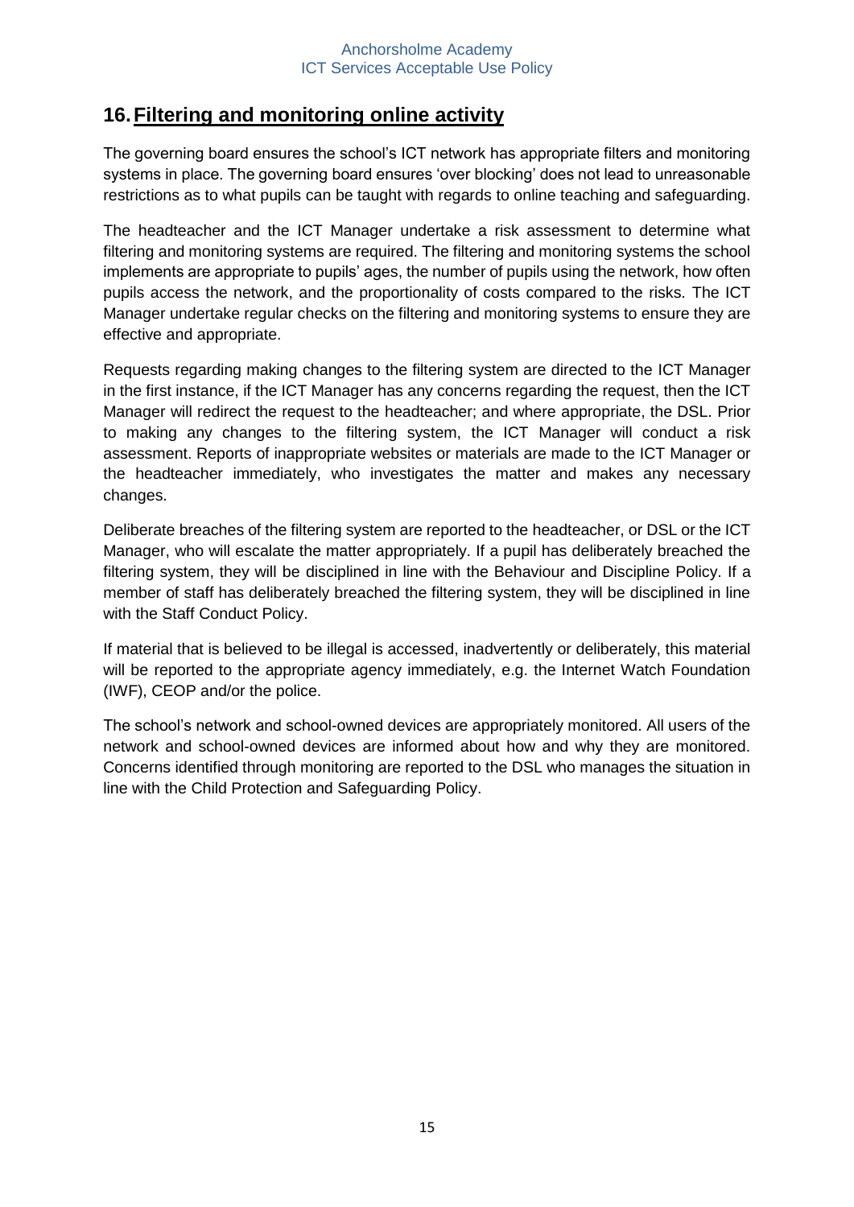## 16. Filtering and monitoring online activity

The governing board ensures the school's ICT network has appropriate filters and monitoring systems in place. The governing board ensures 'over blocking' does not lead to unreasonable restrictions as to what pupils can be taught with regards to online teaching and safeguarding.

The headteacher and the ICT Manager undertake a risk assessment to determine what filtering and monitoring systems are required. The filtering and monitoring systems the school implements are appropriate to pupils' ages, the number of pupils using the network, how often pupils access the network, and the proportionality of costs compared to the risks. The ICT Manager undertake regular checks on the filtering and monitoring systems to ensure they are effective and appropriate.

Requests regarding making changes to the filtering system are directed to the ICT Manager in the first instance, if the ICT Manager has any concerns regarding the request, then the ICT Manager will redirect the request to the headteacher; and where appropriate, the DSL. Prior to making any changes to the filtering system, the ICT Manager will conduct a risk assessment. Reports of inappropriate websites or materials are made to the ICT Manager or the headteacher immediately, who investigates the matter and makes any necessary changes.

Deliberate breaches of the filtering system are reported to the headteacher, or DSL or the ICT Manager, who will escalate the matter appropriately. If a pupil has deliberately breached the filtering system, they will be disciplined in line with the Behaviour and Discipline Policy. If a member of staff has deliberately breached the filtering system, they will be disciplined in line with the Staff Conduct Policy.

If material that is believed to be illegal is accessed, inadvertently or deliberately, this material will be reported to the appropriate agency immediately, e.g. the Internet Watch Foundation (IWF), CEOP and/or the police.

The school's network and school-owned devices are appropriately monitored. All users of the network and school-owned devices are informed about how and why they are monitored. Concerns identified through monitoring are reported to the DSL who manages the situation in line with the Child Protection and Safeguarding Policy.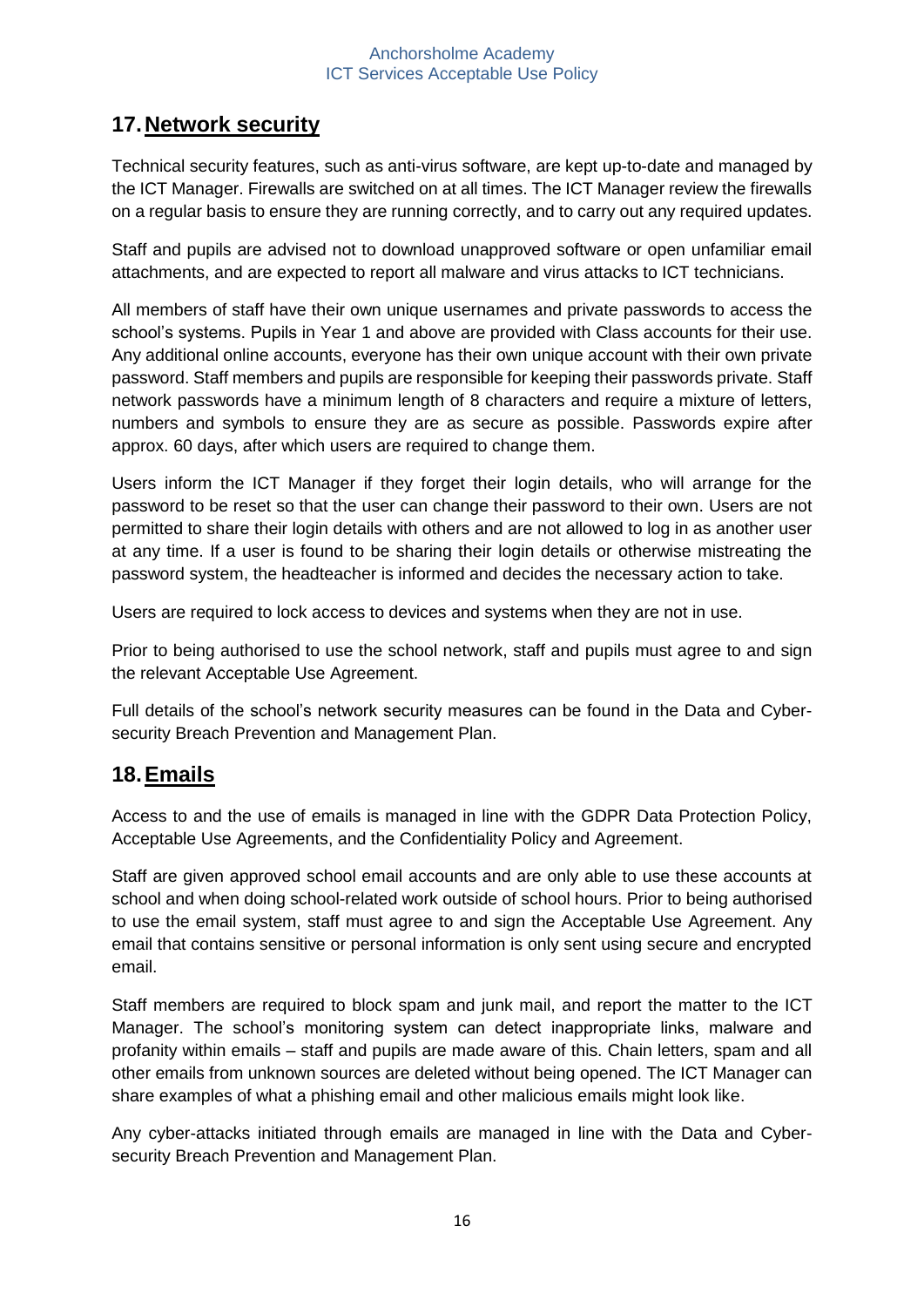## 17. Network security

Technical security features, such as anti-virus software, are kept up-to-date and managed by the ICT Manager. Firewalls are switched on at all times. The ICT Manager review the firewalls on a regular basis to ensure they are running correctly, and to carry out any required updates.

Staff and pupils are advised not to download unapproved software or open unfamiliar email attachments, and are expected to report all malware and virus attacks to ICT technicians.

All members of staff have their own unique usernames and private passwords to access the school's systems. Pupils in Year 1 and above are provided with Class accounts for their use. Any additional online accounts, everyone has their own unique account with their own private password. Staff members and pupils are responsible for keeping their passwords private. Staff network passwords have a minimum length of 8 characters and require a mixture of letters, numbers and symbols to ensure they are as secure as possible. Passwords expire after approx. 60 days, after which users are required to change them.

Users inform the ICT Manager if they forget their login details, who will arrange for the password to be reset so that the user can change their password to their own. Users are not permitted to share their login details with others and are not allowed to log in as another user at any time. If a user is found to be sharing their login details or otherwise mistreating the password system, the headteacher is informed and decides the necessary action to take.

Users are required to lock access to devices and systems when they are not in use.

Prior to being authorised to use the school network, staff and pupils must agree to and sign the relevant Acceptable Use Agreement.

Full details of the school's network security measures can be found in the Data and Cyber-security Breach Prevention and Management Plan.

## 18. Emails

Access to and the use of emails is managed in line with the GDPR Data Protection Policy, Acceptable Use Agreements, and the Confidentiality Policy and Agreement.

Staff are given approved school email accounts and are only able to use these accounts at school and when doing school-related work outside of school hours. Prior to being authorised to use the email system, staff must agree to and sign the Acceptable Use Agreement. Any email that contains sensitive or personal information is only sent using secure and encrypted email.

Staff members are required to block spam and junk mail, and report the matter to the ICT Manager. The school's monitoring system can detect inappropriate links, malware and profanity within emails – staff and pupils are made aware of this. Chain letters, spam and all other emails from unknown sources are deleted without being opened. The ICT Manager can share examples of what a phishing email and other malicious emails might look like.

Any cyber-attacks initiated through emails are managed in line with the Data and Cyber-security Breach Prevention and Management Plan.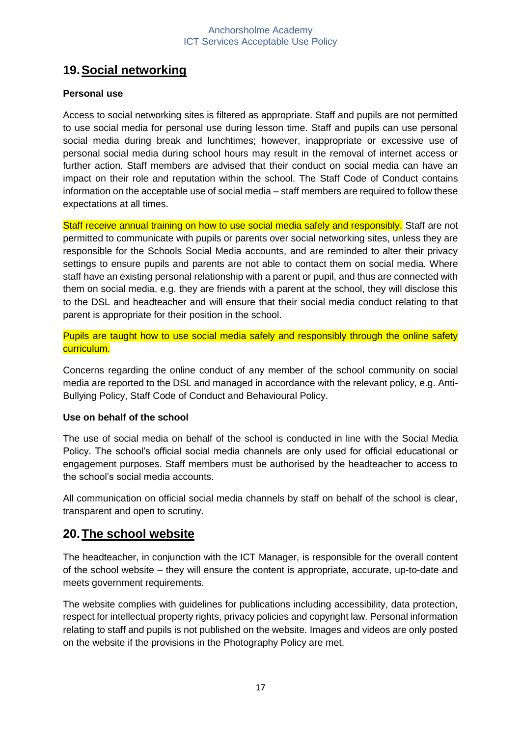## 19. Social networking

**Personal use**

Access to social networking sites is filtered as appropriate. Staff and pupils are not permitted to use social media for personal use during lesson time. Staff and pupils can use personal social media during break and lunchtimes; however, inappropriate or excessive use of personal social media during school hours may result in the removal of internet access or further action. Staff members are advised that their conduct on social media can have an impact on their role and reputation within the school. The Staff Code of Conduct contains information on the acceptable use of social media – staff members are required to follow these expectations at all times.

Staff receive annual training on how to use social media safely and responsibly. Staff are not permitted to communicate with pupils or parents over social networking sites, unless they are responsible for the Schools Social Media accounts, and are reminded to alter their privacy settings to ensure pupils and parents are not able to contact them on social media. Where staff have an existing personal relationship with a parent or pupil, and thus are connected with them on social media, e.g. they are friends with a parent at the school, they will disclose this to the DSL and headteacher and will ensure that their social media conduct relating to that parent is appropriate for their position in the school.

Pupils are taught how to use social media safely and responsibly through the online safety curriculum.

Concerns regarding the online conduct of any member of the school community on social media are reported to the DSL and managed in accordance with the relevant policy, e.g. Anti-Bullying Policy, Staff Code of Conduct and Behavioural Policy.

**Use on behalf of the school**

The use of social media on behalf of the school is conducted in line with the Social Media Policy. The school's official social media channels are only used for official educational or engagement purposes. Staff members must be authorised by the headteacher to access to the school's social media accounts.

All communication on official social media channels by staff on behalf of the school is clear, transparent and open to scrutiny.

## 20. The school website

The headteacher, in conjunction with the ICT Manager, is responsible for the overall content of the school website – they will ensure the content is appropriate, accurate, up-to-date and meets government requirements.

The website complies with guidelines for publications including accessibility, data protection, respect for intellectual property rights, privacy policies and copyright law. Personal information relating to staff and pupils is not published on the website. Images and videos are only posted on the website if the provisions in the Photography Policy are met.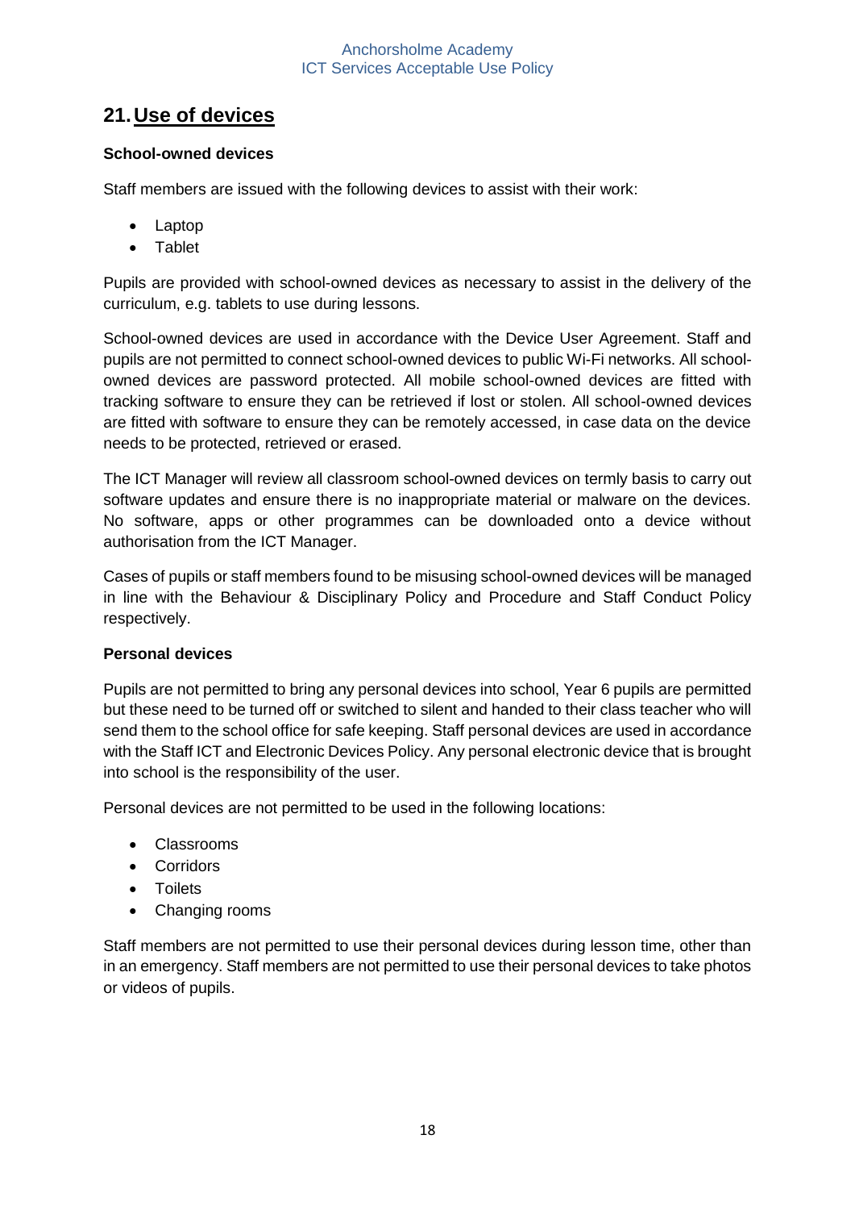## 21. Use of devices

**School-owned devices**

Staff members are issued with the following devices to assist with their work:

- Laptop
- Tablet

Pupils are provided with school-owned devices as necessary to assist in the delivery of the curriculum, e.g. tablets to use during lessons.

School-owned devices are used in accordance with the Device User Agreement. Staff and pupils are not permitted to connect school-owned devices to public Wi-Fi networks. All school-owned devices are password protected. All mobile school-owned devices are fitted with tracking software to ensure they can be retrieved if lost or stolen. All school-owned devices are fitted with software to ensure they can be remotely accessed, in case data on the device needs to be protected, retrieved or erased.

The ICT Manager will review all classroom school-owned devices on termly basis to carry out software updates and ensure there is no inappropriate material or malware on the devices. No software, apps or other programmes can be downloaded onto a device without authorisation from the ICT Manager.

Cases of pupils or staff members found to be misusing school-owned devices will be managed in line with the Behaviour & Disciplinary Policy and Procedure and Staff Conduct Policy respectively.

**Personal devices**

Pupils are not permitted to bring any personal devices into school, Year 6 pupils are permitted but these need to be turned off or switched to silent and handed to their class teacher who will send them to the school office for safe keeping. Staff personal devices are used in accordance with the Staff ICT and Electronic Devices Policy. Any personal electronic device that is brought into school is the responsibility of the user.

Personal devices are not permitted to be used in the following locations:

- Classrooms
- Corridors
- Toilets
- Changing rooms

Staff members are not permitted to use their personal devices during lesson time, other than in an emergency. Staff members are not permitted to use their personal devices to take photos or videos of pupils.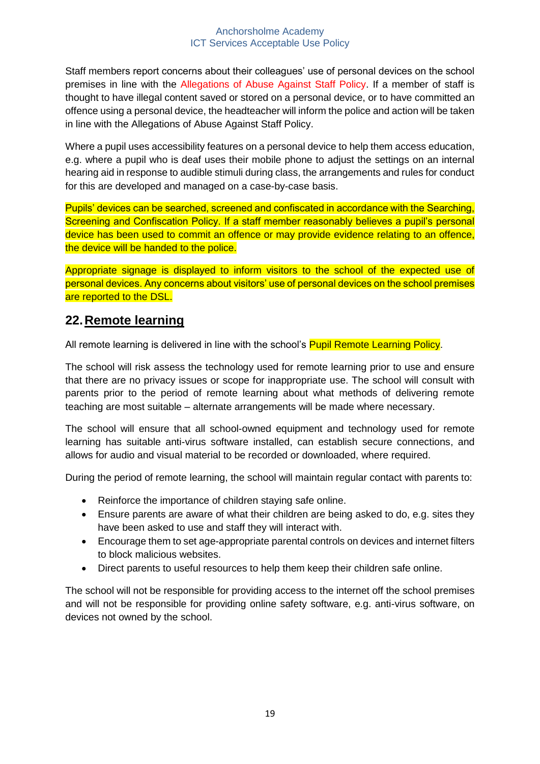Staff members report concerns about their colleagues' use of personal devices on the school premises in line with the Allegations of Abuse Against Staff Policy. If a member of staff is thought to have illegal content saved or stored on a personal device, or to have committed an offence using a personal device, the headteacher will inform the police and action will be taken in line with the Allegations of Abuse Against Staff Policy.

Where a pupil uses accessibility features on a personal device to help them access education, e.g. where a pupil who is deaf uses their mobile phone to adjust the settings on an internal hearing aid in response to audible stimuli during class, the arrangements and rules for conduct for this are developed and managed on a case-by-case basis.

Pupils' devices can be searched, screened and confiscated in accordance with the Searching, Screening and Confiscation Policy. If a staff member reasonably believes a pupil's personal device has been used to commit an offence or may provide evidence relating to an offence, the device will be handed to the police.

Appropriate signage is displayed to inform visitors to the school of the expected use of personal devices. Any concerns about visitors' use of personal devices on the school premises are reported to the DSL.

## 22. Remote learning

All remote learning is delivered in line with the school's Pupil Remote Learning Policy.

The school will risk assess the technology used for remote learning prior to use and ensure that there are no privacy issues or scope for inappropriate use. The school will consult with parents prior to the period of remote learning about what methods of delivering remote teaching are most suitable – alternate arrangements will be made where necessary.

The school will ensure that all school-owned equipment and technology used for remote learning has suitable anti-virus software installed, can establish secure connections, and allows for audio and visual material to be recorded or downloaded, where required.

During the period of remote learning, the school will maintain regular contact with parents to:

- Reinforce the importance of children staying safe online.
- Ensure parents are aware of what their children are being asked to do, e.g. sites they have been asked to use and staff they will interact with.
- Encourage them to set age-appropriate parental controls on devices and internet filters to block malicious websites.
- Direct parents to useful resources to help them keep their children safe online.

The school will not be responsible for providing access to the internet off the school premises and will not be responsible for providing online safety software, e.g. anti-virus software, on devices not owned by the school.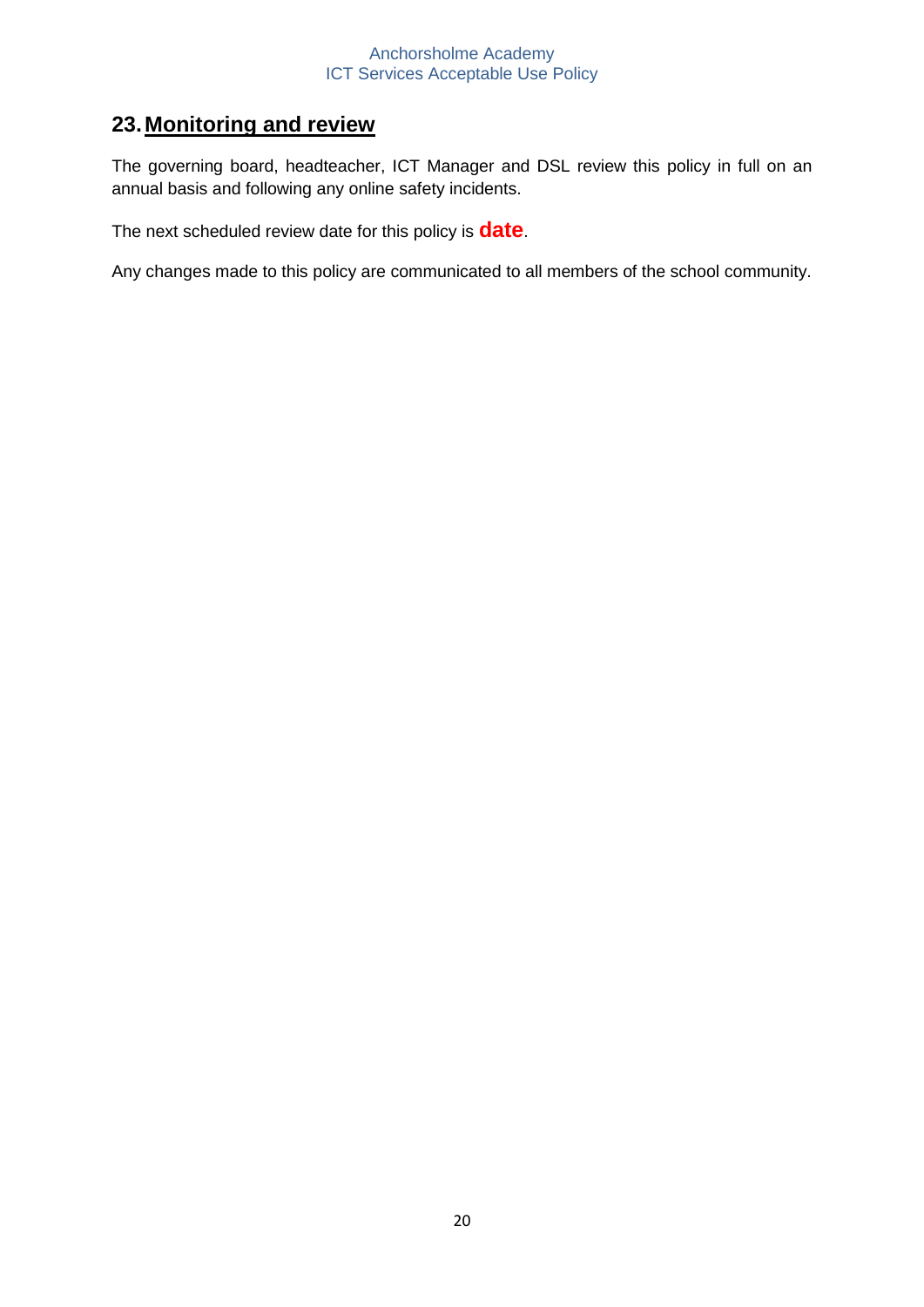## 23. Monitoring and review

The governing board, headteacher, ICT Manager and DSL review this policy in full on an annual basis and following any online safety incidents.

The next scheduled review date for this policy is **date**.

Any changes made to this policy are communicated to all members of the school community.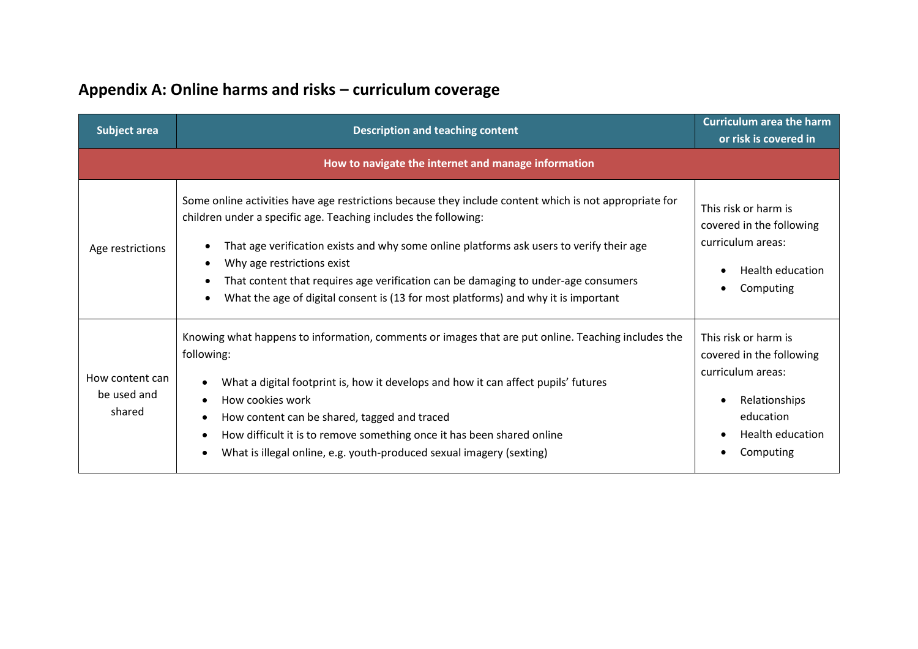## Appendix A: Online harms and risks – curriculum coverage

| Subject area | Description and teaching content | Curriculum area the harm or risk is covered in |
|---|---|---|
| **How to navigate the internet and manage information** | | |
| Age restrictions | Some online activities have age restrictions because they include content which is not appropriate for children under a specific age. Teaching includes the following:<br>• That age verification exists and why some online platforms ask users to verify their age<br>• Why age restrictions exist<br>• That content that requires age verification can be damaging to under-age consumers<br>• What the age of digital consent is (13 for most platforms) and why it is important | This risk or harm is covered in the following curriculum areas:<br>• Health education<br>• Computing |
| How content can be used and shared | Knowing what happens to information, comments or images that are put online. Teaching includes the following:<br>• What a digital footprint is, how it develops and how it can affect pupils' futures<br>• How cookies work<br>• How content can be shared, tagged and traced<br>• How difficult it is to remove something once it has been shared online<br>• What is illegal online, e.g. youth-produced sexual imagery (sexting) | This risk or harm is covered in the following curriculum areas:<br>• Relationships education<br>• Health education<br>• Computing |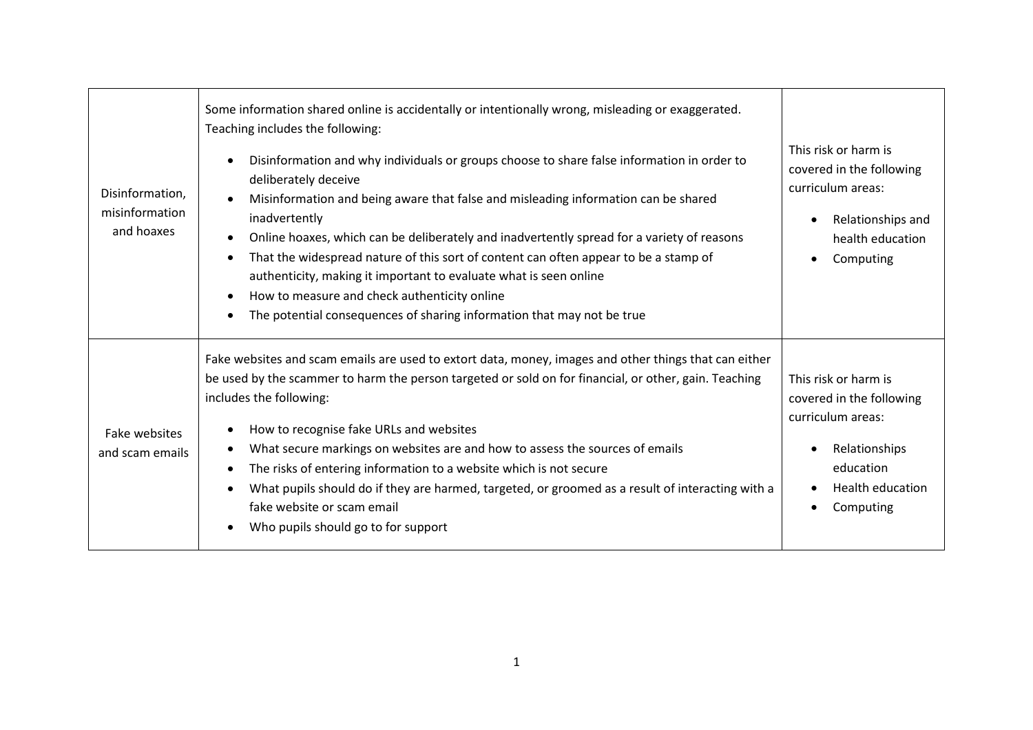| | | |
|---|---|---|
| Disinformation, misinformation and hoaxes | Some information shared online is accidentally or intentionally wrong, misleading or exaggerated. Teaching includes the following:<br><br>• Disinformation and why individuals or groups choose to share false information in order to deliberately deceive<br>• Misinformation and being aware that false and misleading information can be shared inadvertently<br>• Online hoaxes, which can be deliberately and inadvertently spread for a variety of reasons<br>• That the widespread nature of this sort of content can often appear to be a stamp of authenticity, making it important to evaluate what is seen online<br>• How to measure and check authenticity online<br>• The potential consequences of sharing information that may not be true | This risk or harm is covered in the following curriculum areas:<br><br>• Relationships and health education<br>• Computing |
| Fake websites and scam emails | Fake websites and scam emails are used to extort data, money, images and other things that can either be used by the scammer to harm the person targeted or sold on for financial, or other, gain. Teaching includes the following:<br><br>• How to recognise fake URLs and websites<br>• What secure markings on websites are and how to assess the sources of emails<br>• The risks of entering information to a website which is not secure<br>• What pupils should do if they are harmed, targeted, or groomed as a result of interacting with a fake website or scam email<br>• Who pupils should go to for support | This risk or harm is covered in the following curriculum areas:<br><br>• Relationships education<br>• Health education<br>• Computing |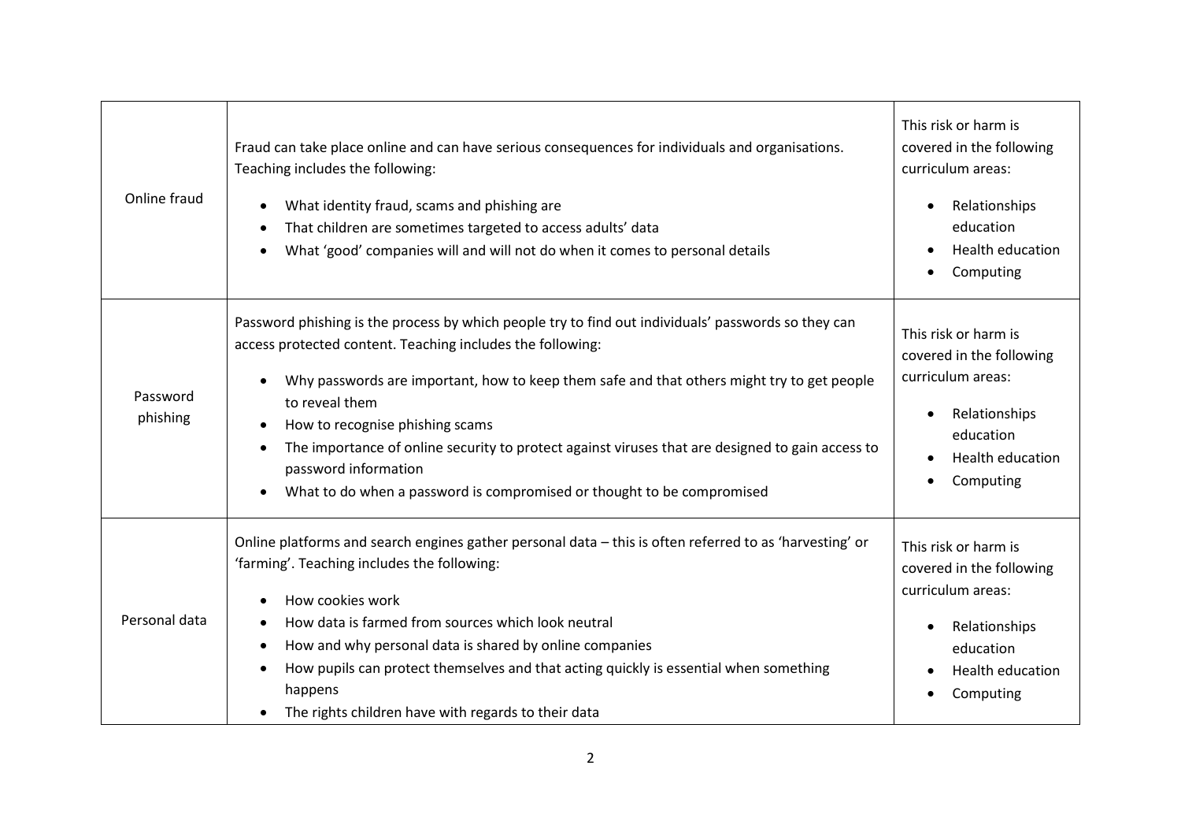| | | |
|---|---|---|
| Online fraud | Fraud can take place online and can have serious consequences for individuals and organisations. Teaching includes the following:<br><br>• What identity fraud, scams and phishing are<br>• That children are sometimes targeted to access adults' data<br>• What 'good' companies will and will not do when it comes to personal details | This risk or harm is covered in the following curriculum areas:<br><br>• Relationships education<br>• Health education<br>• Computing |
| Password phishing | Password phishing is the process by which people try to find out individuals' passwords so they can access protected content. Teaching includes the following:<br><br>• Why passwords are important, how to keep them safe and that others might try to get people to reveal them<br>• How to recognise phishing scams<br>• The importance of online security to protect against viruses that are designed to gain access to password information<br>• What to do when a password is compromised or thought to be compromised | This risk or harm is covered in the following curriculum areas:<br><br>• Relationships education<br>• Health education<br>• Computing |
| Personal data | Online platforms and search engines gather personal data – this is often referred to as 'harvesting' or 'farming'. Teaching includes the following:<br><br>• How cookies work<br>• How data is farmed from sources which look neutral<br>• How and why personal data is shared by online companies<br>• How pupils can protect themselves and that acting quickly is essential when something happens<br>• The rights children have with regards to their data | This risk or harm is covered in the following curriculum areas:<br><br>• Relationships education<br>• Health education<br>• Computing |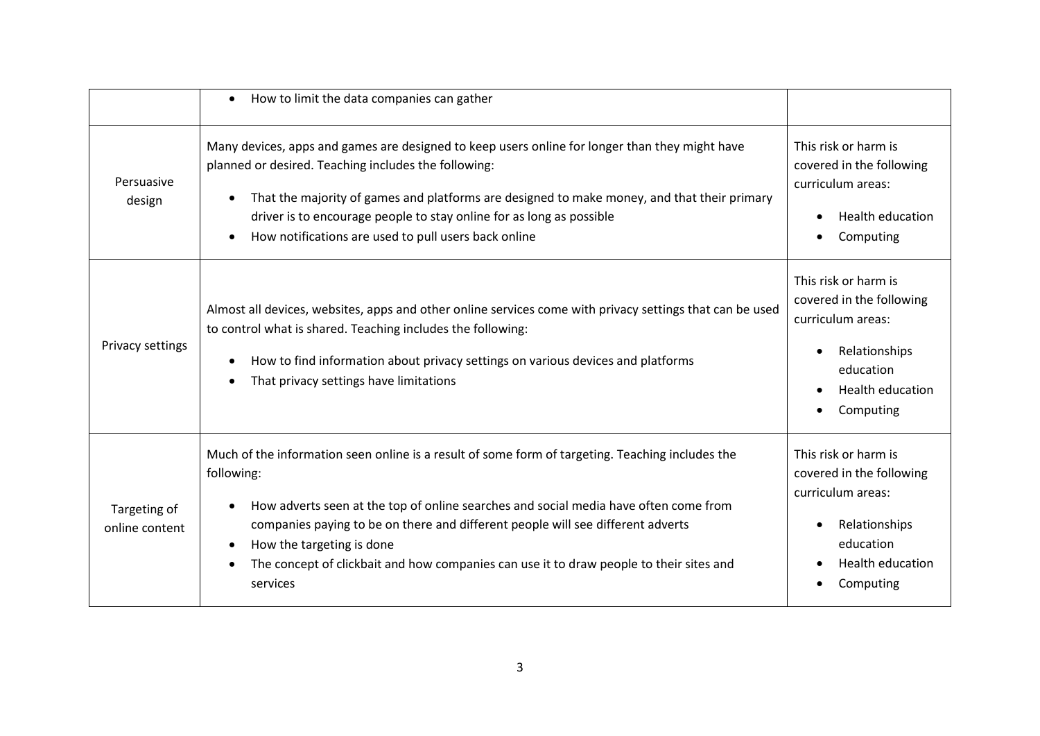| | | |
|---|---|---|
| | • How to limit the data companies can gather | |
| Persuasive design | Many devices, apps and games are designed to keep users online for longer than they might have planned or desired. Teaching includes the following:<br>• That the majority of games and platforms are designed to make money, and that their primary driver is to encourage people to stay online for as long as possible<br>• How notifications are used to pull users back online | This risk or harm is covered in the following curriculum areas:<br>• Health education<br>• Computing |
| Privacy settings | Almost all devices, websites, apps and other online services come with privacy settings that can be used to control what is shared. Teaching includes the following:<br>• How to find information about privacy settings on various devices and platforms<br>• That privacy settings have limitations | This risk or harm is covered in the following curriculum areas:<br>• Relationships education<br>• Health education<br>• Computing |
| Targeting of online content | Much of the information seen online is a result of some form of targeting. Teaching includes the following:<br>• How adverts seen at the top of online searches and social media have often come from companies paying to be on there and different people will see different adverts<br>• How the targeting is done<br>• The concept of clickbait and how companies can use it to draw people to their sites and services | This risk or harm is covered in the following curriculum areas:<br>• Relationships education<br>• Health education<br>• Computing |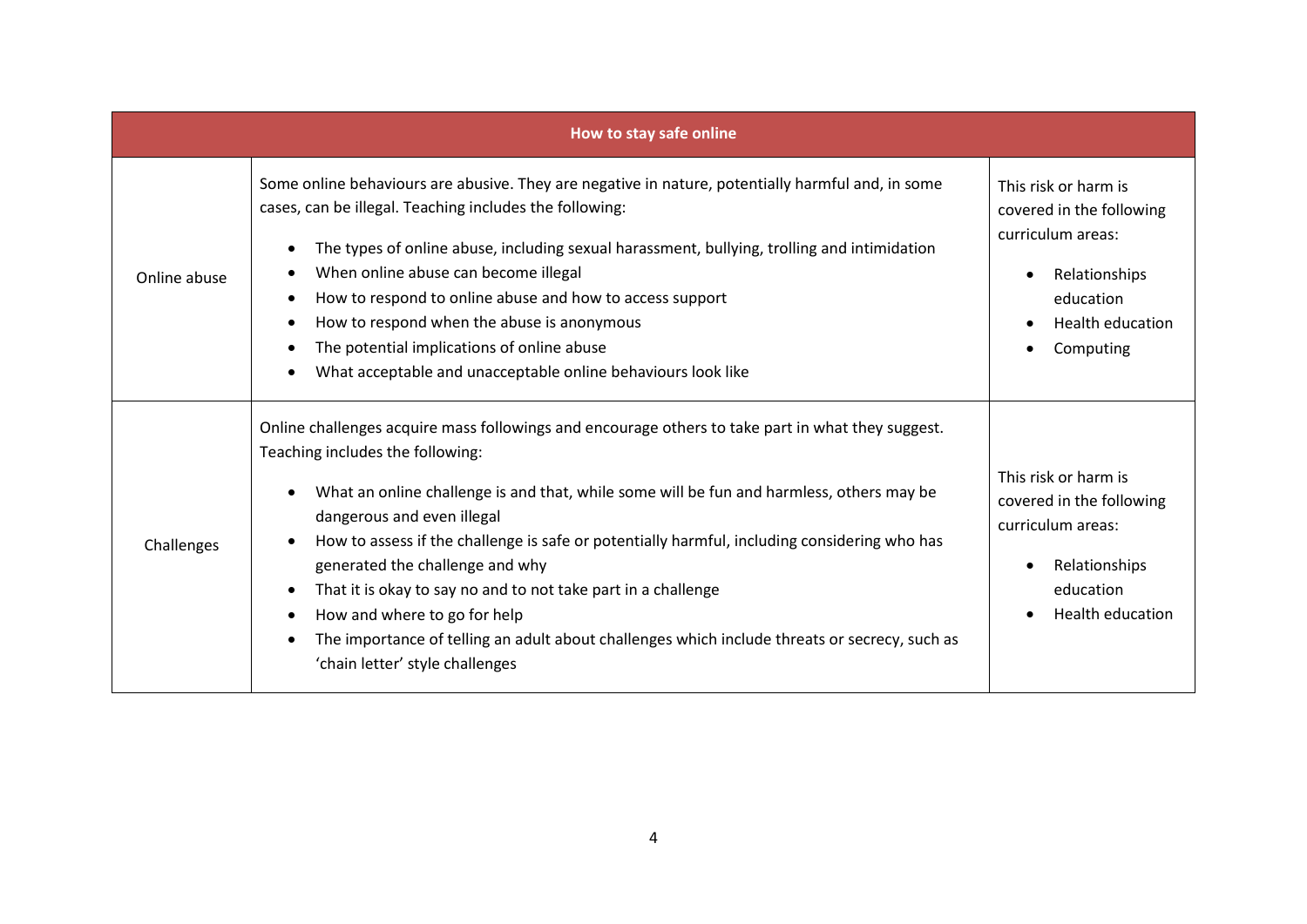| How to stay safe online | | |
|---|---|---|
| Online abuse | Some online behaviours are abusive. They are negative in nature, potentially harmful and, in some cases, can be illegal. Teaching includes the following:<br><br>• The types of online abuse, including sexual harassment, bullying, trolling and intimidation<br>• When online abuse can become illegal<br>• How to respond to online abuse and how to access support<br>• How to respond when the abuse is anonymous<br>• The potential implications of online abuse<br>• What acceptable and unacceptable online behaviours look like | This risk or harm is covered in the following curriculum areas:<br><br>• Relationships education<br>• Health education<br>• Computing |
| Challenges | Online challenges acquire mass followings and encourage others to take part in what they suggest. Teaching includes the following:<br><br>• What an online challenge is and that, while some will be fun and harmless, others may be dangerous and even illegal<br>• How to assess if the challenge is safe or potentially harmful, including considering who has generated the challenge and why<br>• That it is okay to say no and to not take part in a challenge<br>• How and where to go for help<br>• The importance of telling an adult about challenges which include threats or secrecy, such as 'chain letter' style challenges | This risk or harm is covered in the following curriculum areas:<br><br>• Relationships education<br>• Health education |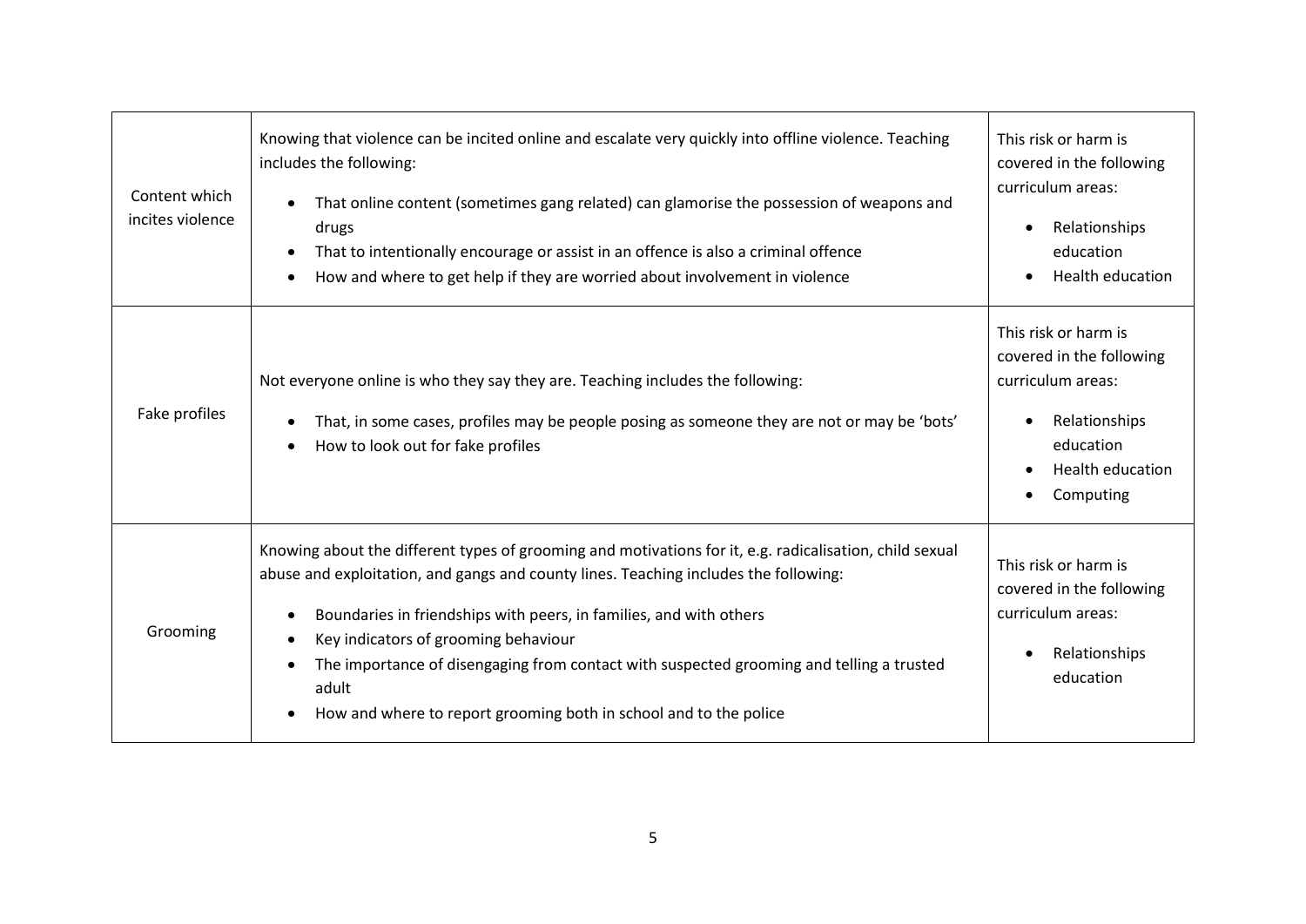| Content which incites violence | Knowing that violence can be incited online and escalate very quickly into offline violence. Teaching includes the following:<br>• That online content (sometimes gang related) can glamorise the possession of weapons and drugs<br>• That to intentionally encourage or assist in an offence is also a criminal offence<br>• How and where to get help if they are worried about involvement in violence | This risk or harm is covered in the following curriculum areas:<br>• Relationships education<br>• Health education |
|---|---|---|
| Fake profiles | Not everyone online is who they say they are. Teaching includes the following:<br>• That, in some cases, profiles may be people posing as someone they are not or may be 'bots'<br>• How to look out for fake profiles | This risk or harm is covered in the following curriculum areas:<br>• Relationships education<br>• Health education<br>• Computing |
| Grooming | Knowing about the different types of grooming and motivations for it, e.g. radicalisation, child sexual abuse and exploitation, and gangs and county lines. Teaching includes the following:<br>• Boundaries in friendships with peers, in families, and with others<br>• Key indicators of grooming behaviour<br>• The importance of disengaging from contact with suspected grooming and telling a trusted adult<br>• How and where to report grooming both in school and to the police | This risk or harm is covered in the following curriculum areas:<br>• Relationships education |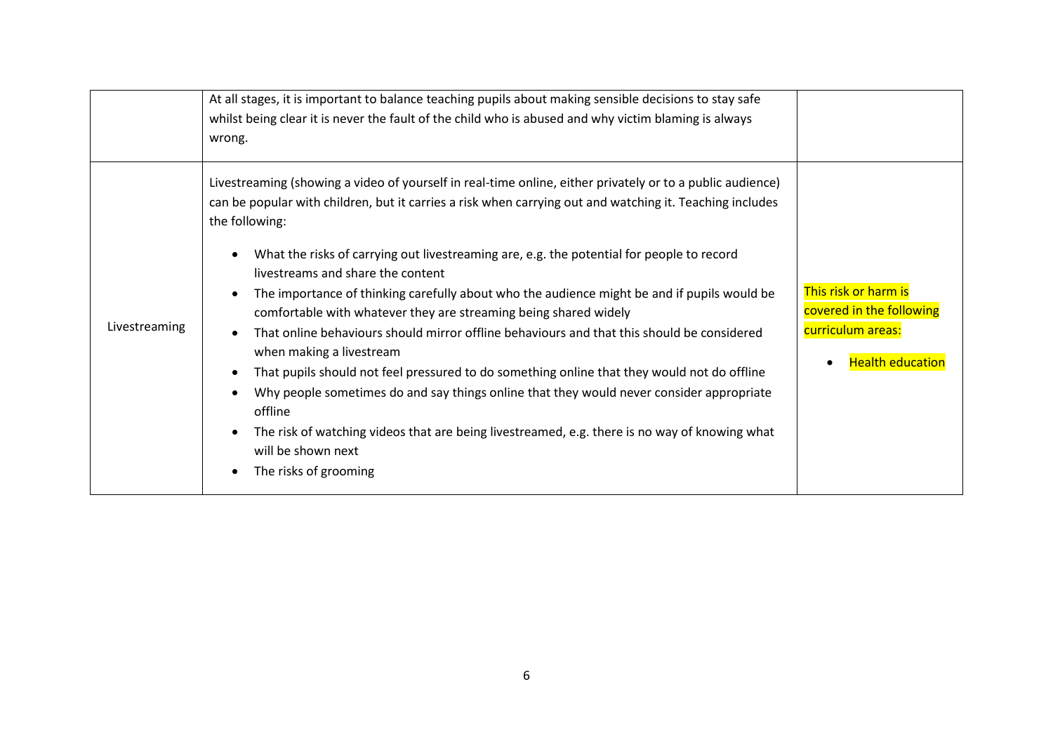| | | |
|---|---|---|
| | At all stages, it is important to balance teaching pupils about making sensible decisions to stay safe whilst being clear it is never the fault of the child who is abused and why victim blaming is always wrong. | |
| Livestreaming | Livestreaming (showing a video of yourself in real-time online, either privately or to a public audience) can be popular with children, but it carries a risk when carrying out and watching it. Teaching includes the following:<br><br>• What the risks of carrying out livestreaming are, e.g. the potential for people to record livestreams and share the content<br>• The importance of thinking carefully about who the audience might be and if pupils would be comfortable with whatever they are streaming being shared widely<br>• That online behaviours should mirror offline behaviours and that this should be considered when making a livestream<br>• That pupils should not feel pressured to do something online that they would not do offline<br>• Why people sometimes do and say things online that they would never consider appropriate offline<br>• The risk of watching videos that are being livestreamed, e.g. there is no way of knowing what will be shown next<br>• The risks of grooming | This risk or harm is covered in the following curriculum areas:<br><br>• Health education |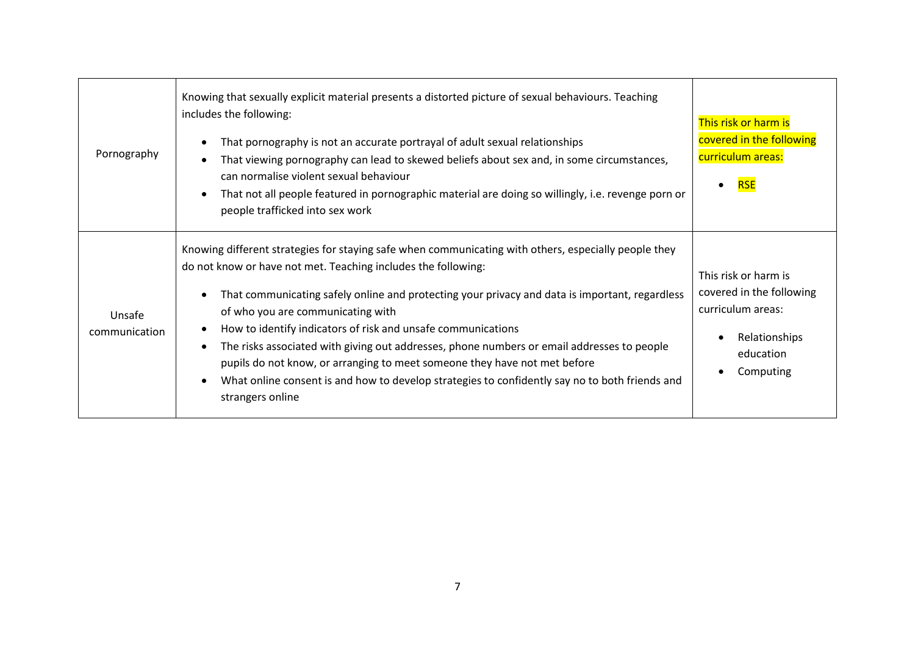| | | |
|---|---|---|
| Pornography | Knowing that sexually explicit material presents a distorted picture of sexual behaviours. Teaching includes the following:<br><ul><li>That pornography is not an accurate portrayal of adult sexual relationships</li><li>That viewing pornography can lead to skewed beliefs about sex and, in some circumstances, can normalise violent sexual behaviour</li><li>That not all people featured in pornographic material are doing so willingly, i.e. revenge porn or people trafficked into sex work</li></ul> | This risk or harm is covered in the following curriculum areas:<br><ul><li>RSE</li></ul> |
| Unsafe communication | Knowing different strategies for staying safe when communicating with others, especially people they do not know or have not met. Teaching includes the following:<br><ul><li>That communicating safely online and protecting your privacy and data is important, regardless of who you are communicating with</li><li>How to identify indicators of risk and unsafe communications</li><li>The risks associated with giving out addresses, phone numbers or email addresses to people pupils do not know, or arranging to meet someone they have not met before</li><li>What online consent is and how to develop strategies to confidently say no to both friends and strangers online</li></ul> | This risk or harm is covered in the following curriculum areas:<br><ul><li>Relationships education</li><li>Computing</li></ul> |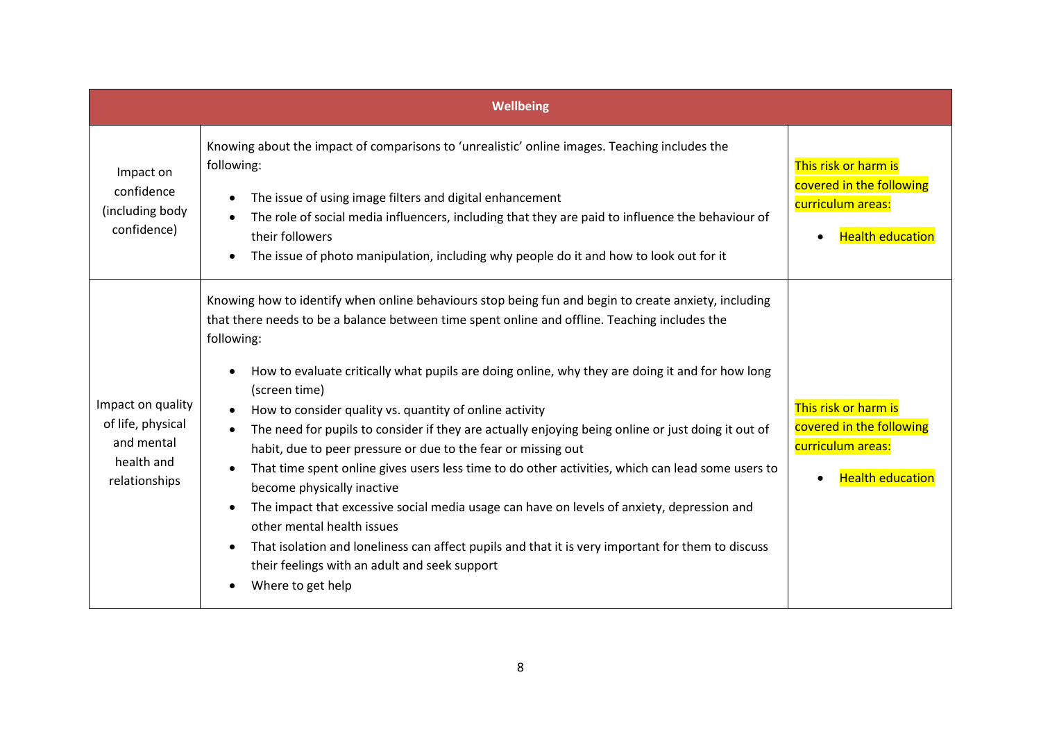| Wellbeing | | |
|---|---|---|
| Impact on confidence (including body confidence) | Knowing about the impact of comparisons to 'unrealistic' online images. Teaching includes the following:<br><br>• The issue of using image filters and digital enhancement<br>• The role of social media influencers, including that they are paid to influence the behaviour of their followers<br>• The issue of photo manipulation, including why people do it and how to look out for it | This risk or harm is covered in the following curriculum areas:<br><br>• Health education |
| Impact on quality of life, physical and mental health and relationships | Knowing how to identify when online behaviours stop being fun and begin to create anxiety, including that there needs to be a balance between time spent online and offline. Teaching includes the following:<br><br>• How to evaluate critically what pupils are doing online, why they are doing it and for how long (screen time)<br>• How to consider quality vs. quantity of online activity<br>• The need for pupils to consider if they are actually enjoying being online or just doing it out of habit, due to peer pressure or due to the fear or missing out<br>• That time spent online gives users less time to do other activities, which can lead some users to become physically inactive<br>• The impact that excessive social media usage can have on levels of anxiety, depression and other mental health issues<br>• That isolation and loneliness can affect pupils and that it is very important for them to discuss their feelings with an adult and seek support<br>• Where to get help | This risk or harm is covered in the following curriculum areas:<br><br>• Health education |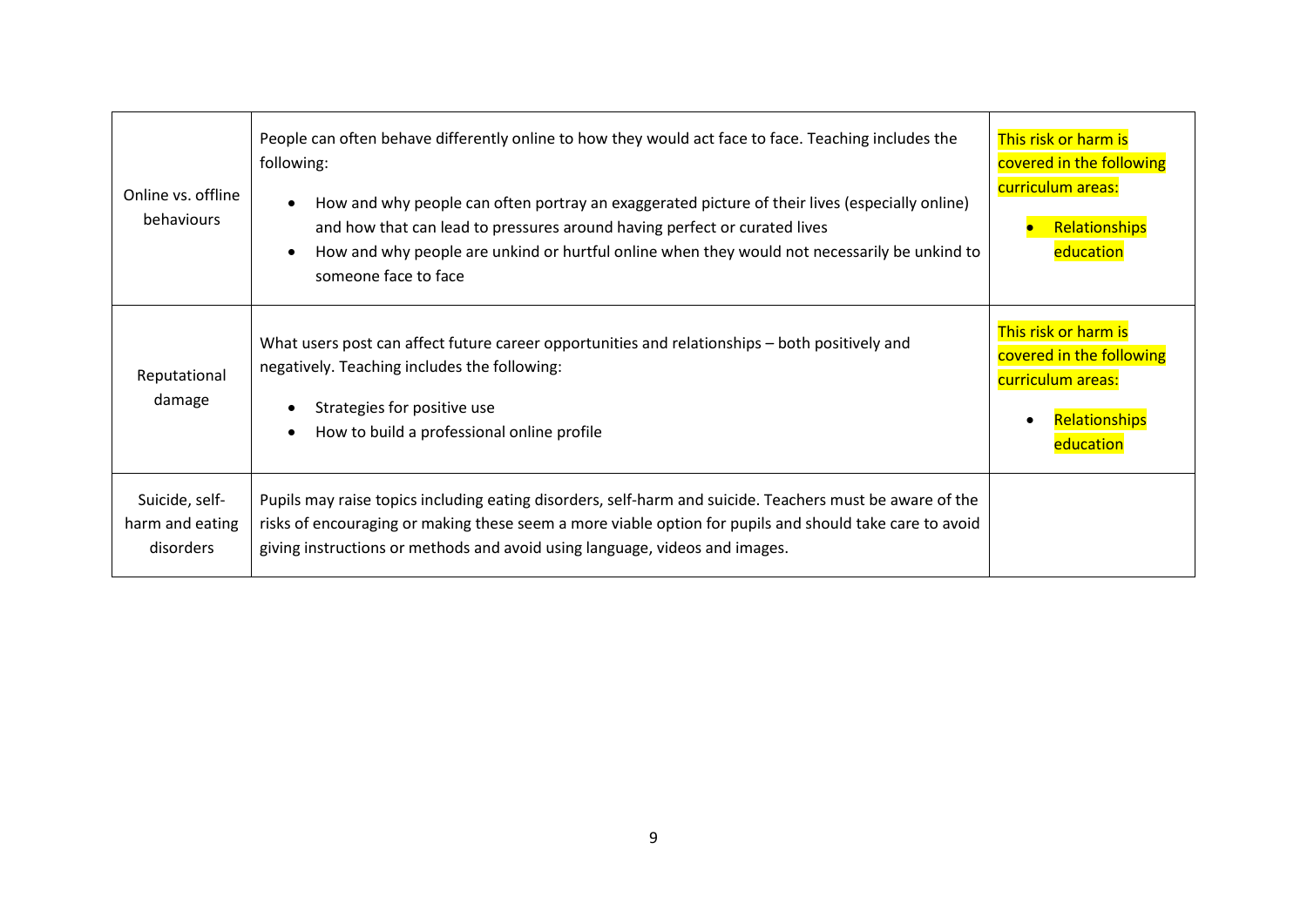| | | |
|---|---|---|
| Online vs. offline behaviours | People can often behave differently online to how they would act face to face. Teaching includes the following:<br>• How and why people can often portray an exaggerated picture of their lives (especially online) and how that can lead to pressures around having perfect or curated lives<br>• How and why people are unkind or hurtful online when they would not necessarily be unkind to someone face to face | This risk or harm is covered in the following curriculum areas:<br>• Relationships education |
| Reputational damage | What users post can affect future career opportunities and relationships – both positively and negatively. Teaching includes the following:<br>• Strategies for positive use<br>• How to build a professional online profile | This risk or harm is covered in the following curriculum areas:<br>• Relationships education |
| Suicide, self-harm and eating disorders | Pupils may raise topics including eating disorders, self-harm and suicide. Teachers must be aware of the risks of encouraging or making these seem a more viable option for pupils and should take care to avoid giving instructions or methods and avoid using language, videos and images. | |